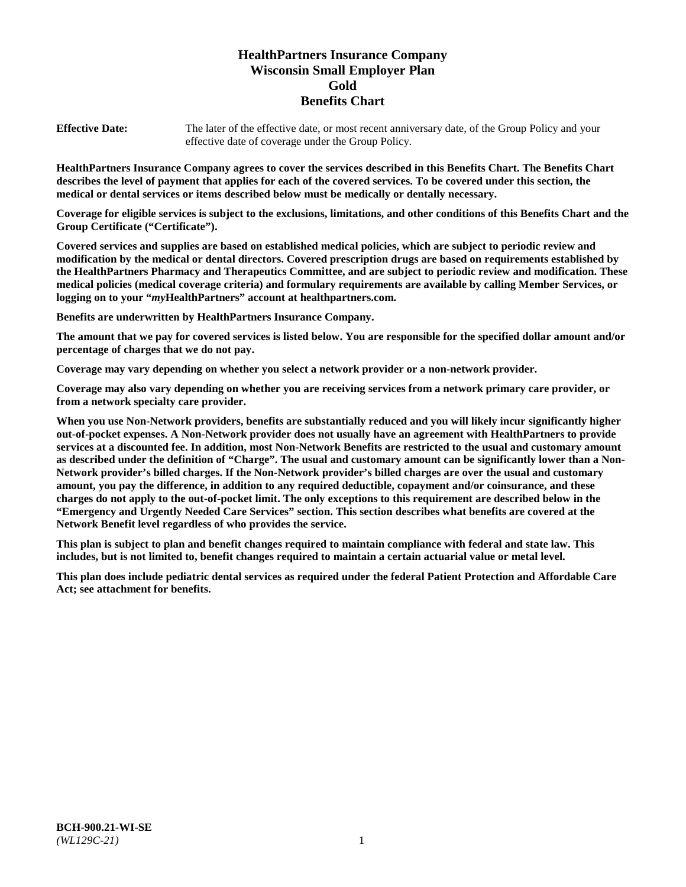# HealthPartners Insurance Company
# Wisconsin Small Employer Plan
# Gold
# Benefits Chart

**Effective Date:** The later of the effective date, or most recent anniversary date, of the Group Policy and your effective date of coverage under the Group Policy.

**HealthPartners Insurance Company agrees to cover the services described in this Benefits Chart. The Benefits Chart describes the level of payment that applies for each of the covered services. To be covered under this section, the medical or dental services or items described below must be medically or dentally necessary.**

**Coverage for eligible services is subject to the exclusions, limitations, and other conditions of this Benefits Chart and the Group Certificate ("Certificate").**

**Covered services and supplies are based on established medical policies, which are subject to periodic review and modification by the medical or dental directors. Covered prescription drugs are based on requirements established by the HealthPartners Pharmacy and Therapeutics Committee, and are subject to periodic review and modification. These medical policies (medical coverage criteria) and formulary requirements are available by calling Member Services, or logging on to your "*my*HealthPartners" account at healthpartners.com.**

**Benefits are underwritten by HealthPartners Insurance Company.**

**The amount that we pay for covered services is listed below. You are responsible for the specified dollar amount and/or percentage of charges that we do not pay.**

**Coverage may vary depending on whether you select a network provider or a non-network provider.**

**Coverage may also vary depending on whether you are receiving services from a network primary care provider, or from a network specialty care provider.**

**When you use Non-Network providers, benefits are substantially reduced and you will likely incur significantly higher out-of-pocket expenses. A Non-Network provider does not usually have an agreement with HealthPartners to provide services at a discounted fee. In addition, most Non-Network Benefits are restricted to the usual and customary amount as described under the definition of "Charge". The usual and customary amount can be significantly lower than a Non-Network provider's billed charges. If the Non-Network provider's billed charges are over the usual and customary amount, you pay the difference, in addition to any required deductible, copayment and/or coinsurance, and these charges do not apply to the out-of-pocket limit. The only exceptions to this requirement are described below in the "Emergency and Urgently Needed Care Services" section. This section describes what benefits are covered at the Network Benefit level regardless of who provides the service.**

**This plan is subject to plan and benefit changes required to maintain compliance with federal and state law. This includes, but is not limited to, benefit changes required to maintain a certain actuarial value or metal level.**

**This plan does include pediatric dental services as required under the federal Patient Protection and Affordable Care Act; see attachment for benefits.**

**BCH-900.21-WI-SE**
*(WL129C-21)*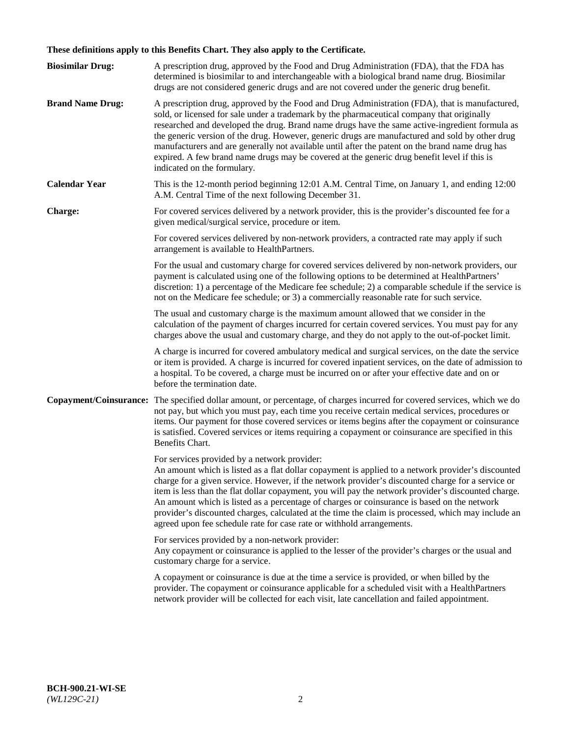**These definitions apply to this Benefits Chart. They also apply to the Certificate.**

**Biosimilar Drug:** A prescription drug, approved by the Food and Drug Administration (FDA), that the FDA has determined is biosimilar to and interchangeable with a biological brand name drug. Biosimilar drugs are not considered generic drugs and are not covered under the generic drug benefit.

**Brand Name Drug:** A prescription drug, approved by the Food and Drug Administration (FDA), that is manufactured, sold, or licensed for sale under a trademark by the pharmaceutical company that originally researched and developed the drug. Brand name drugs have the same active-ingredient formula as the generic version of the drug. However, generic drugs are manufactured and sold by other drug manufacturers and are generally not available until after the patent on the brand name drug has expired. A few brand name drugs may be covered at the generic drug benefit level if this is indicated on the formulary.

**Calendar Year** This is the 12-month period beginning 12:01 A.M. Central Time, on January 1, and ending 12:00 A.M. Central Time of the next following December 31.

**Charge:** For covered services delivered by a network provider, this is the provider's discounted fee for a given medical/surgical service, procedure or item.

For covered services delivered by non-network providers, a contracted rate may apply if such arrangement is available to HealthPartners.

For the usual and customary charge for covered services delivered by non-network providers, our payment is calculated using one of the following options to be determined at HealthPartners' discretion: 1) a percentage of the Medicare fee schedule; 2) a comparable schedule if the service is not on the Medicare fee schedule; or 3) a commercially reasonable rate for such service.

The usual and customary charge is the maximum amount allowed that we consider in the calculation of the payment of charges incurred for certain covered services. You must pay for any charges above the usual and customary charge, and they do not apply to the out-of-pocket limit.

A charge is incurred for covered ambulatory medical and surgical services, on the date the service or item is provided. A charge is incurred for covered inpatient services, on the date of admission to a hospital. To be covered, a charge must be incurred on or after your effective date and on or before the termination date.

**Copayment/Coinsurance:** The specified dollar amount, or percentage, of charges incurred for covered services, which we do not pay, but which you must pay, each time you receive certain medical services, procedures or items. Our payment for those covered services or items begins after the copayment or coinsurance is satisfied. Covered services or items requiring a copayment or coinsurance are specified in this Benefits Chart.

For services provided by a network provider:
An amount which is listed as a flat dollar copayment is applied to a network provider's discounted charge for a given service. However, if the network provider's discounted charge for a service or item is less than the flat dollar copayment, you will pay the network provider's discounted charge. An amount which is listed as a percentage of charges or coinsurance is based on the network provider's discounted charges, calculated at the time the claim is processed, which may include an agreed upon fee schedule rate for case rate or withhold arrangements.

For services provided by a non-network provider:
Any copayment or coinsurance is applied to the lesser of the provider's charges or the usual and customary charge for a service.

A copayment or coinsurance is due at the time a service is provided, or when billed by the provider. The copayment or coinsurance applicable for a scheduled visit with a HealthPartners network provider will be collected for each visit, late cancellation and failed appointment.

**BCH-900.21-WI-SE**
*(WL129C-21)*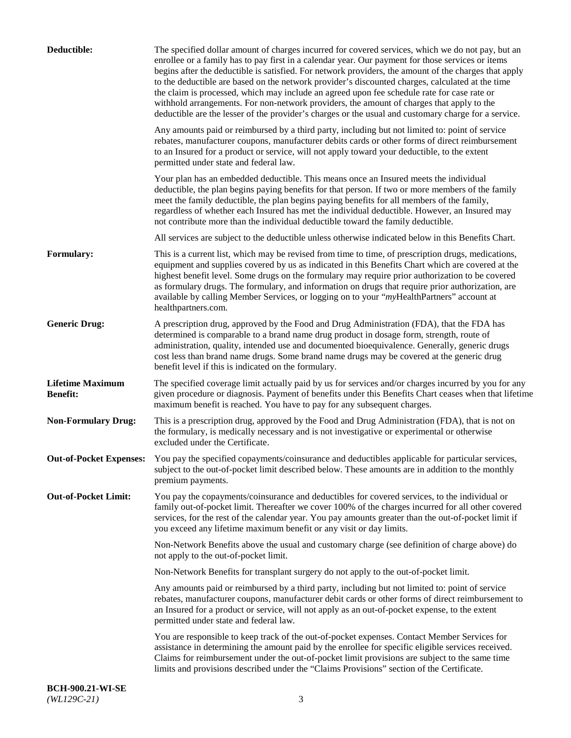**Deductible:** The specified dollar amount of charges incurred for covered services, which we do not pay, but an enrollee or a family has to pay first in a calendar year. Our payment for those services or items begins after the deductible is satisfied. For network providers, the amount of the charges that apply to the deductible are based on the network provider's discounted charges, calculated at the time the claim is processed, which may include an agreed upon fee schedule rate for case rate or withhold arrangements. For non-network providers, the amount of charges that apply to the deductible are the lesser of the provider's charges or the usual and customary charge for a service.

Any amounts paid or reimbursed by a third party, including but not limited to: point of service rebates, manufacturer coupons, manufacturer debits cards or other forms of direct reimbursement to an Insured for a product or service, will not apply toward your deductible, to the extent permitted under state and federal law.

Your plan has an embedded deductible. This means once an Insured meets the individual deductible, the plan begins paying benefits for that person. If two or more members of the family meet the family deductible, the plan begins paying benefits for all members of the family, regardless of whether each Insured has met the individual deductible. However, an Insured may not contribute more than the individual deductible toward the family deductible.

All services are subject to the deductible unless otherwise indicated below in this Benefits Chart.

**Formulary:** This is a current list, which may be revised from time to time, of prescription drugs, medications, equipment and supplies covered by us as indicated in this Benefits Chart which are covered at the highest benefit level. Some drugs on the formulary may require prior authorization to be covered as formulary drugs. The formulary, and information on drugs that require prior authorization, are available by calling Member Services, or logging on to your "*my*HealthPartners" account at healthpartners.com.

**Generic Drug:** A prescription drug, approved by the Food and Drug Administration (FDA), that the FDA has determined is comparable to a brand name drug product in dosage form, strength, route of administration, quality, intended use and documented bioequivalence. Generally, generic drugs cost less than brand name drugs. Some brand name drugs may be covered at the generic drug benefit level if this is indicated on the formulary.

**Lifetime Maximum Benefit:** The specified coverage limit actually paid by us for services and/or charges incurred by you for any given procedure or diagnosis. Payment of benefits under this Benefits Chart ceases when that lifetime maximum benefit is reached. You have to pay for any subsequent charges.

**Non-Formulary Drug:** This is a prescription drug, approved by the Food and Drug Administration (FDA), that is not on the formulary, is medically necessary and is not investigative or experimental or otherwise excluded under the Certificate.

**Out-of-Pocket Expenses:** You pay the specified copayments/coinsurance and deductibles applicable for particular services, subject to the out-of-pocket limit described below. These amounts are in addition to the monthly premium payments.

**Out-of-Pocket Limit:** You pay the copayments/coinsurance and deductibles for covered services, to the individual or family out-of-pocket limit. Thereafter we cover 100% of the charges incurred for all other covered services, for the rest of the calendar year. You pay amounts greater than the out-of-pocket limit if you exceed any lifetime maximum benefit or any visit or day limits.

Non-Network Benefits above the usual and customary charge (see definition of charge above) do not apply to the out-of-pocket limit.

Non-Network Benefits for transplant surgery do not apply to the out-of-pocket limit.

Any amounts paid or reimbursed by a third party, including but not limited to: point of service rebates, manufacturer coupons, manufacturer debit cards or other forms of direct reimbursement to an Insured for a product or service, will not apply as an out-of-pocket expense, to the extent permitted under state and federal law.

You are responsible to keep track of the out-of-pocket expenses. Contact Member Services for assistance in determining the amount paid by the enrollee for specific eligible services received. Claims for reimbursement under the out-of-pocket limit provisions are subject to the same time limits and provisions described under the "Claims Provisions" section of the Certificate.

**BCH-900.21-WI-SE**
*(WL129C-21)*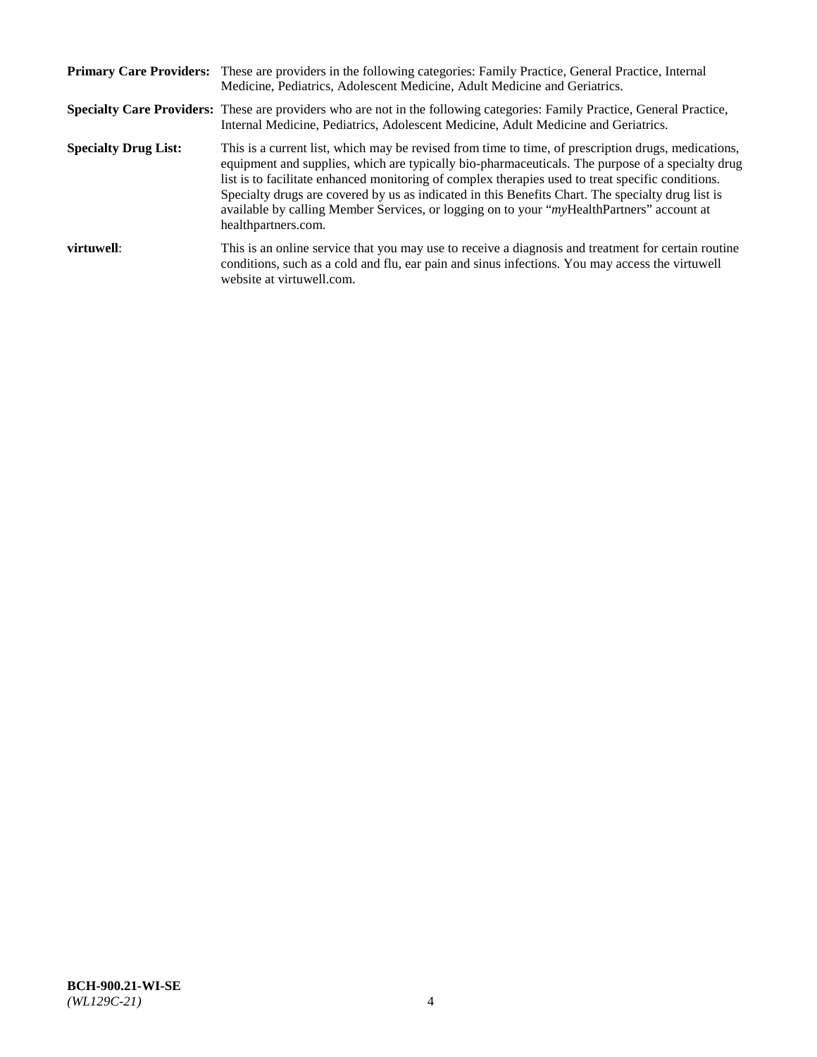**Primary Care Providers:** These are providers in the following categories: Family Practice, General Practice, Internal Medicine, Pediatrics, Adolescent Medicine, Adult Medicine and Geriatrics.

**Specialty Care Providers:** These are providers who are not in the following categories: Family Practice, General Practice, Internal Medicine, Pediatrics, Adolescent Medicine, Adult Medicine and Geriatrics.

**Specialty Drug List:** This is a current list, which may be revised from time to time, of prescription drugs, medications, equipment and supplies, which are typically bio-pharmaceuticals. The purpose of a specialty drug list is to facilitate enhanced monitoring of complex therapies used to treat specific conditions. Specialty drugs are covered by us as indicated in this Benefits Chart. The specialty drug list is available by calling Member Services, or logging on to your "*my*HealthPartners" account at healthpartners.com.

**virtuwell**: This is an online service that you may use to receive a diagnosis and treatment for certain routine conditions, such as a cold and flu, ear pain and sinus infections. You may access the virtuwell website at virtuwell.com.

**BCH-900.21-WI-SE**
*(WL129C-21)*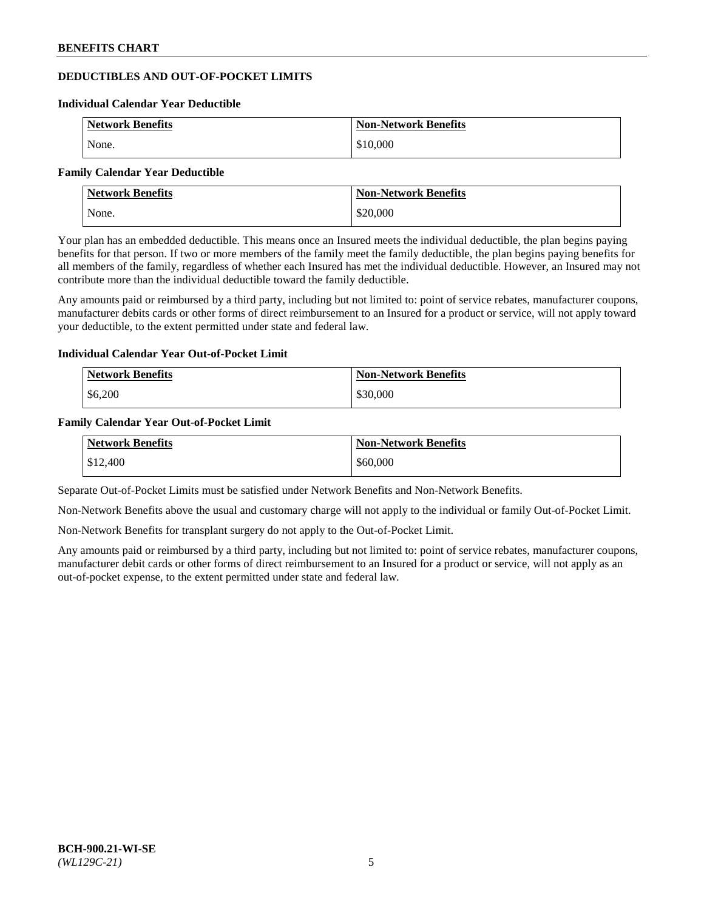## DEDUCTIBLES AND OUT-OF-POCKET LIMITS

### Individual Calendar Year Deductible

| Network Benefits | Non-Network Benefits |
|---|---|
| None. | $10,000 |

### Family Calendar Year Deductible

| Network Benefits | Non-Network Benefits |
|---|---|
| None. | $20,000 |

Your plan has an embedded deductible. This means once an Insured meets the individual deductible, the plan begins paying benefits for that person. If two or more members of the family meet the family deductible, the plan begins paying benefits for all members of the family, regardless of whether each Insured has met the individual deductible. However, an Insured may not contribute more than the individual deductible toward the family deductible.

Any amounts paid or reimbursed by a third party, including but not limited to: point of service rebates, manufacturer coupons, manufacturer debits cards or other forms of direct reimbursement to an Insured for a product or service, will not apply toward your deductible, to the extent permitted under state and federal law.

### Individual Calendar Year Out-of-Pocket Limit

| Network Benefits | Non-Network Benefits |
|---|---|
| $6,200 | $30,000 |

### Family Calendar Year Out-of-Pocket Limit

| Network Benefits | Non-Network Benefits |
|---|---|
| $12,400 | $60,000 |

Separate Out-of-Pocket Limits must be satisfied under Network Benefits and Non-Network Benefits.

Non-Network Benefits above the usual and customary charge will not apply to the individual or family Out-of-Pocket Limit.

Non-Network Benefits for transplant surgery do not apply to the Out-of-Pocket Limit.

Any amounts paid or reimbursed by a third party, including but not limited to: point of service rebates, manufacturer coupons, manufacturer debit cards or other forms of direct reimbursement to an Insured for a product or service, will not apply as an out-of-pocket expense, to the extent permitted under state and federal law.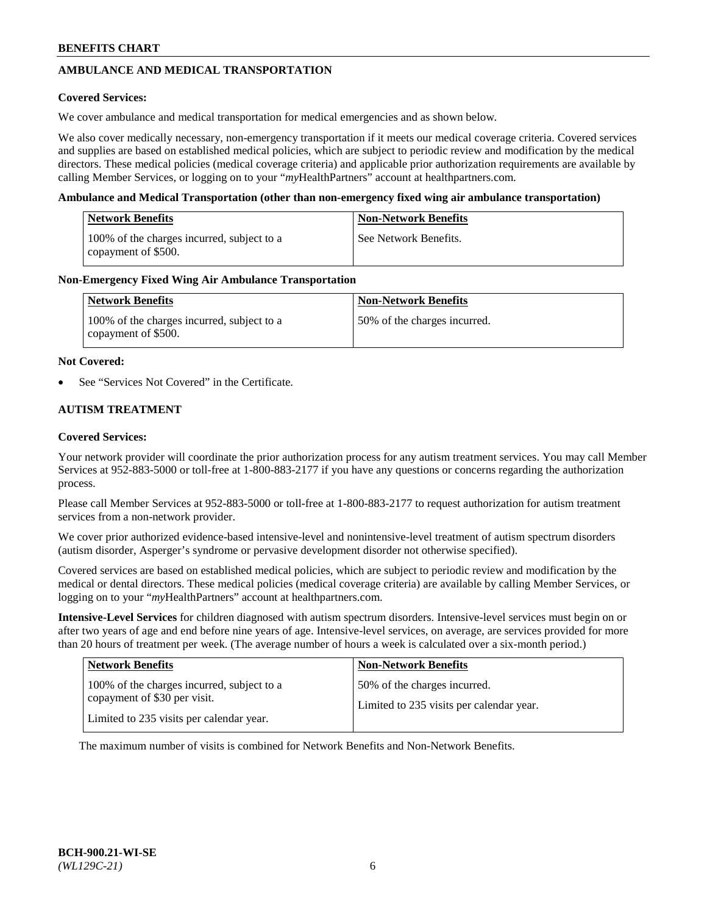## AMBULANCE AND MEDICAL TRANSPORTATION

**Covered Services:**

We cover ambulance and medical transportation for medical emergencies and as shown below.

We also cover medically necessary, non-emergency transportation if it meets our medical coverage criteria. Covered services and supplies are based on established medical policies, which are subject to periodic review and modification by the medical directors. These medical policies (medical coverage criteria) and applicable prior authorization requirements are available by calling Member Services, or logging on to your "*my*HealthPartners" account at healthpartners.com.

**Ambulance and Medical Transportation (other than non-emergency fixed wing air ambulance transportation)**

| Network Benefits | Non-Network Benefits |
|---|---|
| 100% of the charges incurred, subject to a copayment of $500. | See Network Benefits. |

**Non-Emergency Fixed Wing Air Ambulance Transportation**

| Network Benefits | Non-Network Benefits |
|---|---|
| 100% of the charges incurred, subject to a copayment of $500. | 50% of the charges incurred. |

**Not Covered:**

- See "Services Not Covered" in the Certificate.

## AUTISM TREATMENT

**Covered Services:**

Your network provider will coordinate the prior authorization process for any autism treatment services. You may call Member Services at 952-883-5000 or toll-free at 1-800-883-2177 if you have any questions or concerns regarding the authorization process.

Please call Member Services at 952-883-5000 or toll-free at 1-800-883-2177 to request authorization for autism treatment services from a non-network provider.

We cover prior authorized evidence-based intensive-level and nonintensive-level treatment of autism spectrum disorders (autism disorder, Asperger's syndrome or pervasive development disorder not otherwise specified).

Covered services are based on established medical policies, which are subject to periodic review and modification by the medical or dental directors. These medical policies (medical coverage criteria) are available by calling Member Services, or logging on to your "*my*HealthPartners" account at healthpartners.com.

**Intensive-Level Services** for children diagnosed with autism spectrum disorders. Intensive-level services must begin on or after two years of age and end before nine years of age. Intensive-level services, on average, are services provided for more than 20 hours of treatment per week. (The average number of hours a week is calculated over a six-month period.)

| Network Benefits | Non-Network Benefits |
|---|---|
| 100% of the charges incurred, subject to a copayment of $30 per visit.<br><br>Limited to 235 visits per calendar year. | 50% of the charges incurred.<br><br>Limited to 235 visits per calendar year. |

The maximum number of visits is combined for Network Benefits and Non-Network Benefits.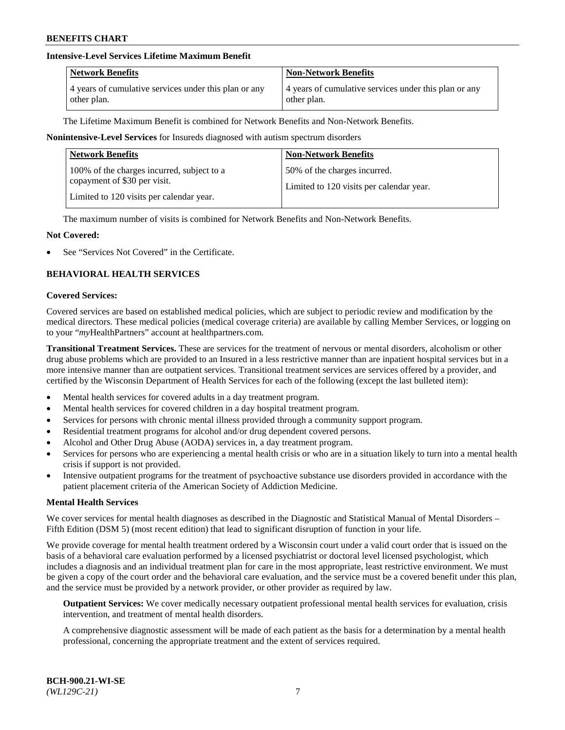**Intensive-Level Services Lifetime Maximum Benefit**

| Network Benefits | Non-Network Benefits |
| --- | --- |
| 4 years of cumulative services under this plan or any other plan. | 4 years of cumulative services under this plan or any other plan. |

The Lifetime Maximum Benefit is combined for Network Benefits and Non-Network Benefits.

**Nonintensive-Level Services** for Insureds diagnosed with autism spectrum disorders

| Network Benefits | Non-Network Benefits |
| --- | --- |
| 100% of the charges incurred, subject to a copayment of $30 per visit.<br><br>Limited to 120 visits per calendar year. | 50% of the charges incurred.<br><br>Limited to 120 visits per calendar year. |

The maximum number of visits is combined for Network Benefits and Non-Network Benefits.

**Not Covered:**

- See "Services Not Covered" in the Certificate.

## BEHAVIORAL HEALTH SERVICES

**Covered Services:**

Covered services are based on established medical policies, which are subject to periodic review and modification by the medical directors. These medical policies (medical coverage criteria) are available by calling Member Services, or logging on to your "*my*HealthPartners" account at healthpartners.com.

**Transitional Treatment Services.** These are services for the treatment of nervous or mental disorders, alcoholism or other drug abuse problems which are provided to an Insured in a less restrictive manner than are inpatient hospital services but in a more intensive manner than are outpatient services. Transitional treatment services are services offered by a provider, and certified by the Wisconsin Department of Health Services for each of the following (except the last bulleted item):

- Mental health services for covered adults in a day treatment program.
- Mental health services for covered children in a day hospital treatment program.
- Services for persons with chronic mental illness provided through a community support program.
- Residential treatment programs for alcohol and/or drug dependent covered persons.
- Alcohol and Other Drug Abuse (AODA) services in, a day treatment program.
- Services for persons who are experiencing a mental health crisis or who are in a situation likely to turn into a mental health crisis if support is not provided.
- Intensive outpatient programs for the treatment of psychoactive substance use disorders provided in accordance with the patient placement criteria of the American Society of Addiction Medicine.

**Mental Health Services**

We cover services for mental health diagnoses as described in the Diagnostic and Statistical Manual of Mental Disorders – Fifth Edition (DSM 5) (most recent edition) that lead to significant disruption of function in your life.

We provide coverage for mental health treatment ordered by a Wisconsin court under a valid court order that is issued on the basis of a behavioral care evaluation performed by a licensed psychiatrist or doctoral level licensed psychologist, which includes a diagnosis and an individual treatment plan for care in the most appropriate, least restrictive environment. We must be given a copy of the court order and the behavioral care evaluation, and the service must be a covered benefit under this plan, and the service must be provided by a network provider, or other provider as required by law.

**Outpatient Services:** We cover medically necessary outpatient professional mental health services for evaluation, crisis intervention, and treatment of mental health disorders.

A comprehensive diagnostic assessment will be made of each patient as the basis for a determination by a mental health professional, concerning the appropriate treatment and the extent of services required.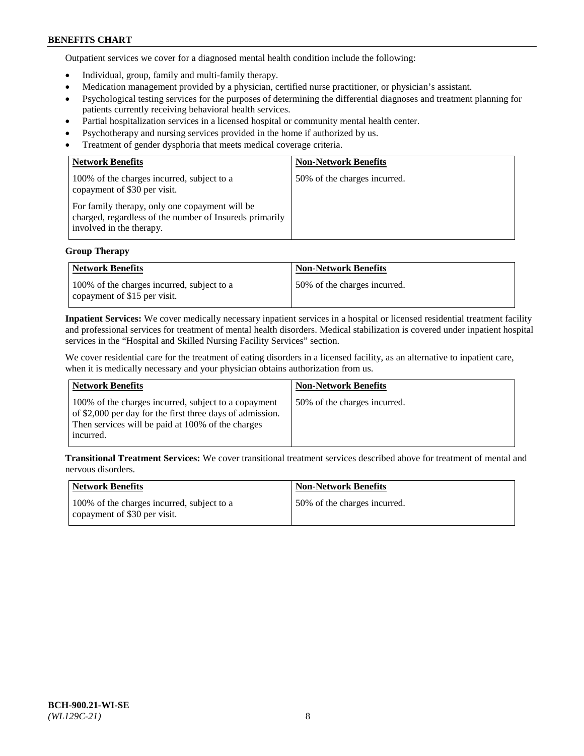Outpatient services we cover for a diagnosed mental health condition include the following:

- Individual, group, family and multi-family therapy.
- Medication management provided by a physician, certified nurse practitioner, or physician's assistant.
- Psychological testing services for the purposes of determining the differential diagnoses and treatment planning for patients currently receiving behavioral health services.
- Partial hospitalization services in a licensed hospital or community mental health center.
- Psychotherapy and nursing services provided in the home if authorized by us.
- Treatment of gender dysphoria that meets medical coverage criteria.

| Network Benefits | Non-Network Benefits |
| --- | --- |
| 100% of the charges incurred, subject to a copayment of $30 per visit.<br><br>For family therapy, only one copayment will be charged, regardless of the number of Insureds primarily involved in the therapy. | 50% of the charges incurred. |

**Group Therapy**

| Network Benefits | Non-Network Benefits |
| --- | --- |
| 100% of the charges incurred, subject to a copayment of $15 per visit. | 50% of the charges incurred. |

**Inpatient Services:** We cover medically necessary inpatient services in a hospital or licensed residential treatment facility and professional services for treatment of mental health disorders. Medical stabilization is covered under inpatient hospital services in the "Hospital and Skilled Nursing Facility Services" section.

We cover residential care for the treatment of eating disorders in a licensed facility, as an alternative to inpatient care, when it is medically necessary and your physician obtains authorization from us.

| Network Benefits | Non-Network Benefits |
| --- | --- |
| 100% of the charges incurred, subject to a copayment of $2,000 per day for the first three days of admission. Then services will be paid at 100% of the charges incurred. | 50% of the charges incurred. |

**Transitional Treatment Services:** We cover transitional treatment services described above for treatment of mental and nervous disorders.

| Network Benefits | Non-Network Benefits |
| --- | --- |
| 100% of the charges incurred, subject to a copayment of $30 per visit. | 50% of the charges incurred. |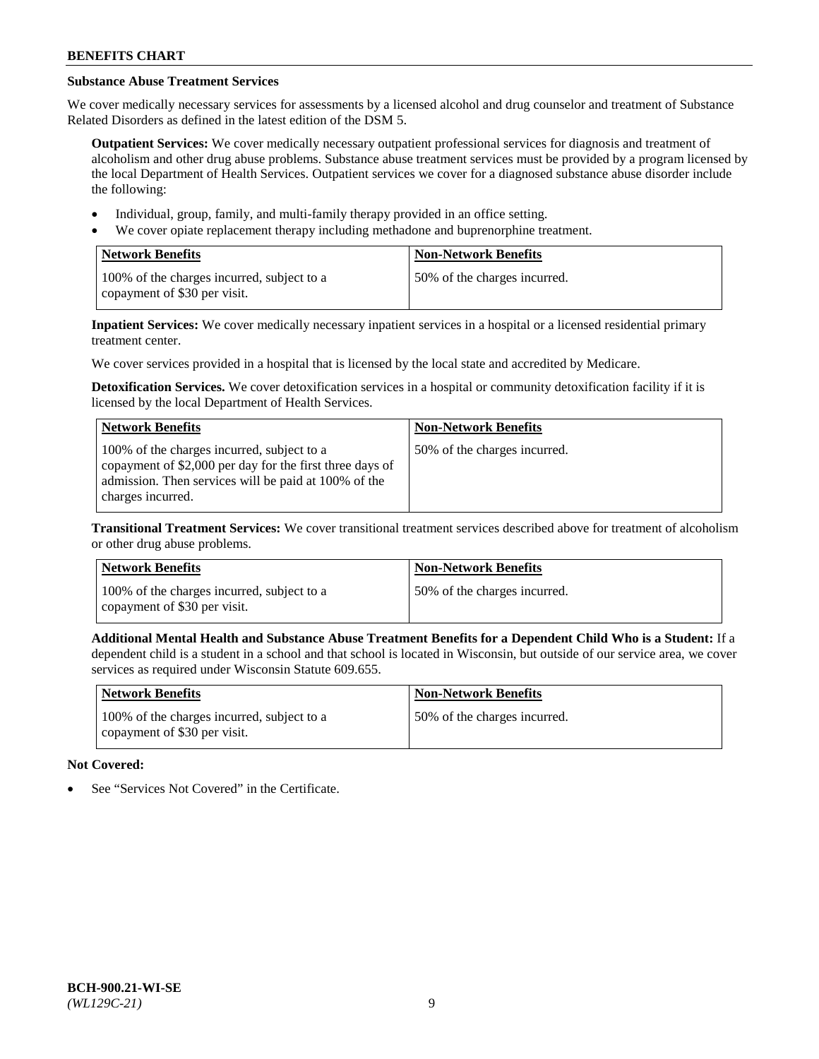### Substance Abuse Treatment Services

We cover medically necessary services for assessments by a licensed alcohol and drug counselor and treatment of Substance Related Disorders as defined in the latest edition of the DSM 5.

**Outpatient Services:** We cover medically necessary outpatient professional services for diagnosis and treatment of alcoholism and other drug abuse problems. Substance abuse treatment services must be provided by a program licensed by the local Department of Health Services. Outpatient services we cover for a diagnosed substance abuse disorder include the following:

- Individual, group, family, and multi-family therapy provided in an office setting.
- We cover opiate replacement therapy including methadone and buprenorphine treatment.

| Network Benefits | Non-Network Benefits |
|---|---|
| 100% of the charges incurred, subject to a copayment of $30 per visit. | 50% of the charges incurred. |

**Inpatient Services:** We cover medically necessary inpatient services in a hospital or a licensed residential primary treatment center.

We cover services provided in a hospital that is licensed by the local state and accredited by Medicare.

**Detoxification Services.** We cover detoxification services in a hospital or community detoxification facility if it is licensed by the local Department of Health Services.

| Network Benefits | Non-Network Benefits |
|---|---|
| 100% of the charges incurred, subject to a copayment of $2,000 per day for the first three days of admission. Then services will be paid at 100% of the charges incurred. | 50% of the charges incurred. |

**Transitional Treatment Services:** We cover transitional treatment services described above for treatment of alcoholism or other drug abuse problems.

| Network Benefits | Non-Network Benefits |
|---|---|
| 100% of the charges incurred, subject to a copayment of $30 per visit. | 50% of the charges incurred. |

**Additional Mental Health and Substance Abuse Treatment Benefits for a Dependent Child Who is a Student:** If a dependent child is a student in a school and that school is located in Wisconsin, but outside of our service area, we cover services as required under Wisconsin Statute 609.655.

| Network Benefits | Non-Network Benefits |
|---|---|
| 100% of the charges incurred, subject to a copayment of $30 per visit. | 50% of the charges incurred. |

**Not Covered:**

- See "Services Not Covered" in the Certificate.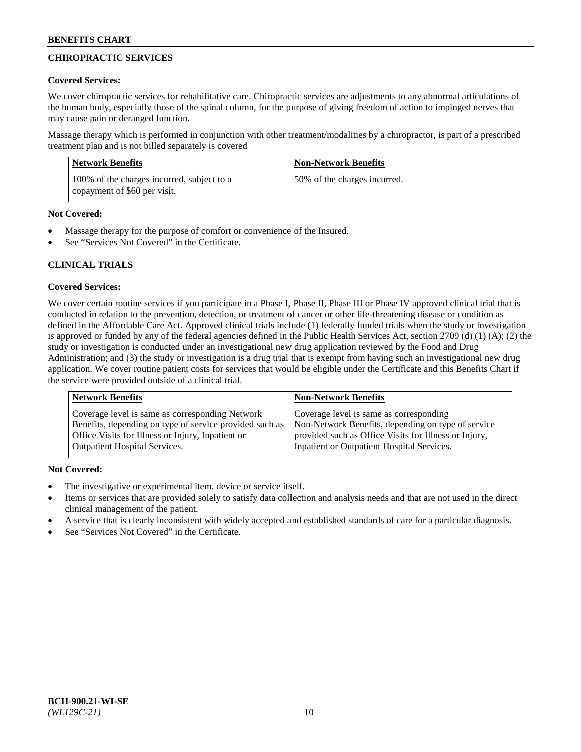## CHIROPRACTIC SERVICES

**Covered Services:**

We cover chiropractic services for rehabilitative care. Chiropractic services are adjustments to any abnormal articulations of the human body, especially those of the spinal column, for the purpose of giving freedom of action to impinged nerves that may cause pain or deranged function.

Massage therapy which is performed in conjunction with other treatment/modalities by a chiropractor, is part of a prescribed treatment plan and is not billed separately is covered

| Network Benefits | Non-Network Benefits |
|---|---|
| 100% of the charges incurred, subject to a copayment of $60 per visit. | 50% of the charges incurred. |

**Not Covered:**

- Massage therapy for the purpose of comfort or convenience of the Insured.
- See "Services Not Covered" in the Certificate.

## CLINICAL TRIALS

**Covered Services:**

We cover certain routine services if you participate in a Phase I, Phase II, Phase III or Phase IV approved clinical trial that is conducted in relation to the prevention, detection, or treatment of cancer or other life-threatening disease or condition as defined in the Affordable Care Act. Approved clinical trials include (1) federally funded trials when the study or investigation is approved or funded by any of the federal agencies defined in the Public Health Services Act, section 2709 (d) (1) (A); (2) the study or investigation is conducted under an investigational new drug application reviewed by the Food and Drug Administration; and (3) the study or investigation is a drug trial that is exempt from having such an investigational new drug application. We cover routine patient costs for services that would be eligible under the Certificate and this Benefits Chart if the service were provided outside of a clinical trial.

| Network Benefits | Non-Network Benefits |
|---|---|
| Coverage level is same as corresponding Network Benefits, depending on type of service provided such as Office Visits for Illness or Injury, Inpatient or Outpatient Hospital Services. | Coverage level is same as corresponding Non-Network Benefits, depending on type of service provided such as Office Visits for Illness or Injury, Inpatient or Outpatient Hospital Services. |

**Not Covered:**

- The investigative or experimental item, device or service itself.
- Items or services that are provided solely to satisfy data collection and analysis needs and that are not used in the direct clinical management of the patient.
- A service that is clearly inconsistent with widely accepted and established standards of care for a particular diagnosis.
- See "Services Not Covered" in the Certificate.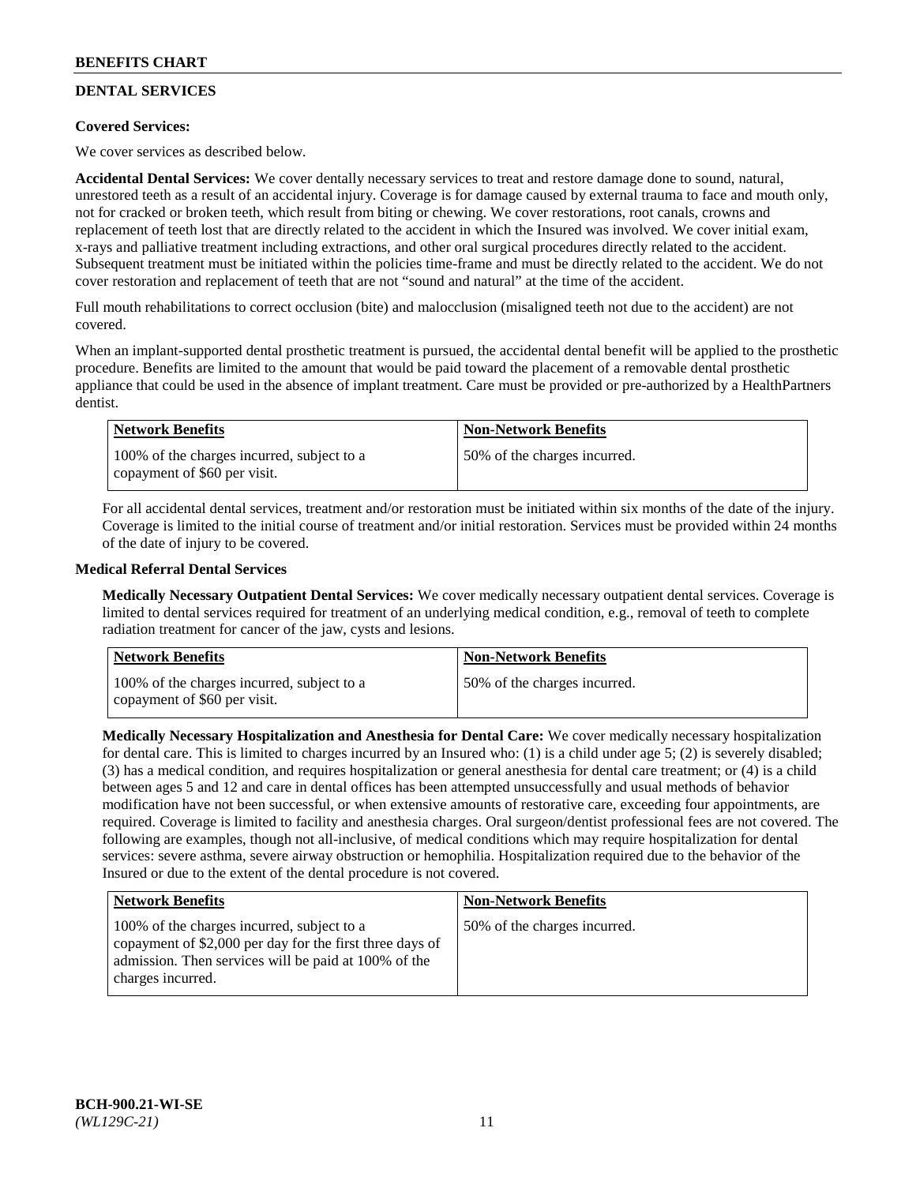## DENTAL SERVICES

**Covered Services:**

We cover services as described below.

**Accidental Dental Services:** We cover dentally necessary services to treat and restore damage done to sound, natural, unrestored teeth as a result of an accidental injury. Coverage is for damage caused by external trauma to face and mouth only, not for cracked or broken teeth, which result from biting or chewing. We cover restorations, root canals, crowns and replacement of teeth lost that are directly related to the accident in which the Insured was involved. We cover initial exam, x-rays and palliative treatment including extractions, and other oral surgical procedures directly related to the accident. Subsequent treatment must be initiated within the policies time-frame and must be directly related to the accident. We do not cover restoration and replacement of teeth that are not "sound and natural" at the time of the accident.

Full mouth rehabilitations to correct occlusion (bite) and malocclusion (misaligned teeth not due to the accident) are not covered.

When an implant-supported dental prosthetic treatment is pursued, the accidental dental benefit will be applied to the prosthetic procedure. Benefits are limited to the amount that would be paid toward the placement of a removable dental prosthetic appliance that could be used in the absence of implant treatment. Care must be provided or pre-authorized by a HealthPartners dentist.

| Network Benefits | Non-Network Benefits |
|---|---|
| 100% of the charges incurred, subject to a copayment of $60 per visit. | 50% of the charges incurred. |

For all accidental dental services, treatment and/or restoration must be initiated within six months of the date of the injury. Coverage is limited to the initial course of treatment and/or initial restoration. Services must be provided within 24 months of the date of injury to be covered.

**Medical Referral Dental Services**

**Medically Necessary Outpatient Dental Services:** We cover medically necessary outpatient dental services. Coverage is limited to dental services required for treatment of an underlying medical condition, e.g., removal of teeth to complete radiation treatment for cancer of the jaw, cysts and lesions.

| Network Benefits | Non-Network Benefits |
|---|---|
| 100% of the charges incurred, subject to a copayment of $60 per visit. | 50% of the charges incurred. |

**Medically Necessary Hospitalization and Anesthesia for Dental Care:** We cover medically necessary hospitalization for dental care. This is limited to charges incurred by an Insured who: (1) is a child under age 5; (2) is severely disabled; (3) has a medical condition, and requires hospitalization or general anesthesia for dental care treatment; or (4) is a child between ages 5 and 12 and care in dental offices has been attempted unsuccessfully and usual methods of behavior modification have not been successful, or when extensive amounts of restorative care, exceeding four appointments, are required. Coverage is limited to facility and anesthesia charges. Oral surgeon/dentist professional fees are not covered. The following are examples, though not all-inclusive, of medical conditions which may require hospitalization for dental services: severe asthma, severe airway obstruction or hemophilia. Hospitalization required due to the behavior of the Insured or due to the extent of the dental procedure is not covered.

| Network Benefits | Non-Network Benefits |
|---|---|
| 100% of the charges incurred, subject to a copayment of $2,000 per day for the first three days of admission. Then services will be paid at 100% of the charges incurred. | 50% of the charges incurred. |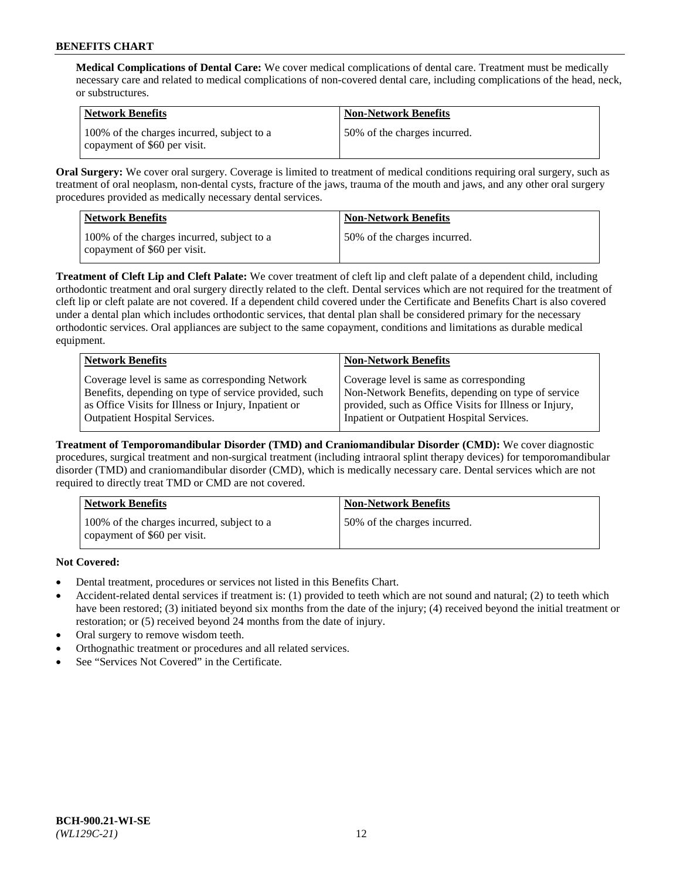**Medical Complications of Dental Care:** We cover medical complications of dental care. Treatment must be medically necessary care and related to medical complications of non-covered dental care, including complications of the head, neck, or substructures.

| Network Benefits | Non-Network Benefits |
| --- | --- |
| 100% of the charges incurred, subject to a copayment of $60 per visit. | 50% of the charges incurred. |

**Oral Surgery:** We cover oral surgery. Coverage is limited to treatment of medical conditions requiring oral surgery, such as treatment of oral neoplasm, non-dental cysts, fracture of the jaws, trauma of the mouth and jaws, and any other oral surgery procedures provided as medically necessary dental services.

| Network Benefits | Non-Network Benefits |
| --- | --- |
| 100% of the charges incurred, subject to a copayment of $60 per visit. | 50% of the charges incurred. |

**Treatment of Cleft Lip and Cleft Palate:** We cover treatment of cleft lip and cleft palate of a dependent child, including orthodontic treatment and oral surgery directly related to the cleft. Dental services which are not required for the treatment of cleft lip or cleft palate are not covered. If a dependent child covered under the Certificate and Benefits Chart is also covered under a dental plan which includes orthodontic services, that dental plan shall be considered primary for the necessary orthodontic services. Oral appliances are subject to the same copayment, conditions and limitations as durable medical equipment.

| Network Benefits | Non-Network Benefits |
| --- | --- |
| Coverage level is same as corresponding Network Benefits, depending on type of service provided, such as Office Visits for Illness or Injury, Inpatient or Outpatient Hospital Services. | Coverage level is same as corresponding Non-Network Benefits, depending on type of service provided, such as Office Visits for Illness or Injury, Inpatient or Outpatient Hospital Services. |

**Treatment of Temporomandibular Disorder (TMD) and Craniomandibular Disorder (CMD):** We cover diagnostic procedures, surgical treatment and non-surgical treatment (including intraoral splint therapy devices) for temporomandibular disorder (TMD) and craniomandibular disorder (CMD), which is medically necessary care. Dental services which are not required to directly treat TMD or CMD are not covered.

| Network Benefits | Non-Network Benefits |
| --- | --- |
| 100% of the charges incurred, subject to a copayment of $60 per visit. | 50% of the charges incurred. |

**Not Covered:**

- Dental treatment, procedures or services not listed in this Benefits Chart.
- Accident-related dental services if treatment is: (1) provided to teeth which are not sound and natural; (2) to teeth which have been restored; (3) initiated beyond six months from the date of the injury; (4) received beyond the initial treatment or restoration; or (5) received beyond 24 months from the date of injury.
- Oral surgery to remove wisdom teeth.
- Orthognathic treatment or procedures and all related services.
- See "Services Not Covered" in the Certificate.

BCH-900.21-WI-SE
*(WL129C-21)*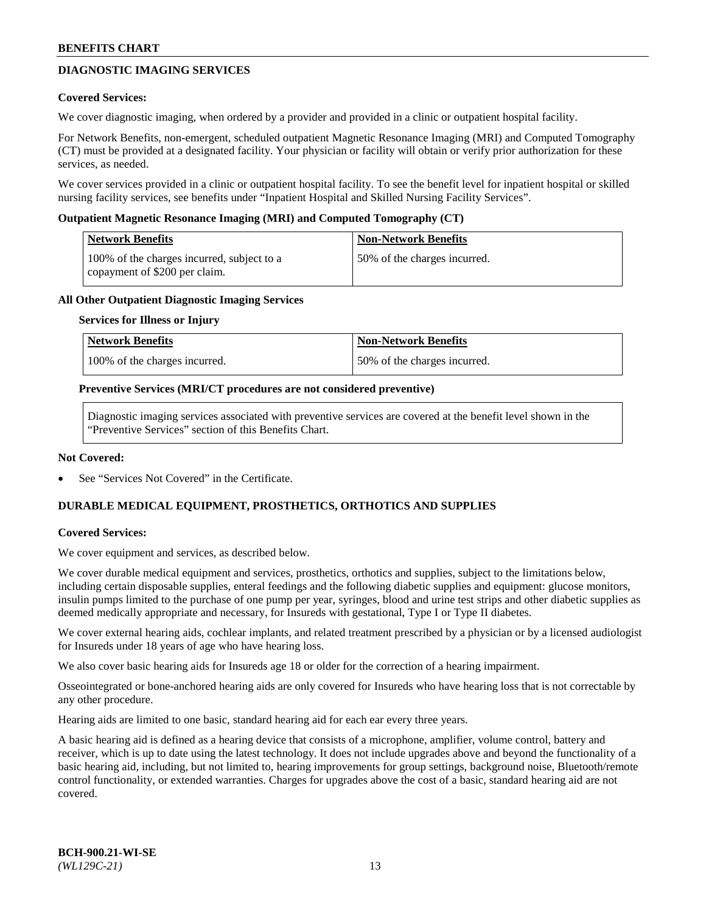## DIAGNOSTIC IMAGING SERVICES

**Covered Services:**

We cover diagnostic imaging, when ordered by a provider and provided in a clinic or outpatient hospital facility.

For Network Benefits, non-emergent, scheduled outpatient Magnetic Resonance Imaging (MRI) and Computed Tomography (CT) must be provided at a designated facility. Your physician or facility will obtain or verify prior authorization for these services, as needed.

We cover services provided in a clinic or outpatient hospital facility. To see the benefit level for inpatient hospital or skilled nursing facility services, see benefits under "Inpatient Hospital and Skilled Nursing Facility Services".

**Outpatient Magnetic Resonance Imaging (MRI) and Computed Tomography (CT)**

| Network Benefits | Non-Network Benefits |
|---|---|
| 100% of the charges incurred, subject to a copayment of $200 per claim. | 50% of the charges incurred. |

**All Other Outpatient Diagnostic Imaging Services**

**Services for Illness or Injury**

| Network Benefits | Non-Network Benefits |
|---|---|
| 100% of the charges incurred. | 50% of the charges incurred. |

**Preventive Services (MRI/CT procedures are not considered preventive)**

Diagnostic imaging services associated with preventive services are covered at the benefit level shown in the "Preventive Services" section of this Benefits Chart.

**Not Covered:**

- See "Services Not Covered" in the Certificate.

## DURABLE MEDICAL EQUIPMENT, PROSTHETICS, ORTHOTICS AND SUPPLIES

**Covered Services:**

We cover equipment and services, as described below.

We cover durable medical equipment and services, prosthetics, orthotics and supplies, subject to the limitations below, including certain disposable supplies, enteral feedings and the following diabetic supplies and equipment: glucose monitors, insulin pumps limited to the purchase of one pump per year, syringes, blood and urine test strips and other diabetic supplies as deemed medically appropriate and necessary, for Insureds with gestational, Type I or Type II diabetes.

We cover external hearing aids, cochlear implants, and related treatment prescribed by a physician or by a licensed audiologist for Insureds under 18 years of age who have hearing loss.

We also cover basic hearing aids for Insureds age 18 or older for the correction of a hearing impairment.

Osseointegrated or bone-anchored hearing aids are only covered for Insureds who have hearing loss that is not correctable by any other procedure.

Hearing aids are limited to one basic, standard hearing aid for each ear every three years.

A basic hearing aid is defined as a hearing device that consists of a microphone, amplifier, volume control, battery and receiver, which is up to date using the latest technology. It does not include upgrades above and beyond the functionality of a basic hearing aid, including, but not limited to, hearing improvements for group settings, background noise, Bluetooth/remote control functionality, or extended warranties. Charges for upgrades above the cost of a basic, standard hearing aid are not covered.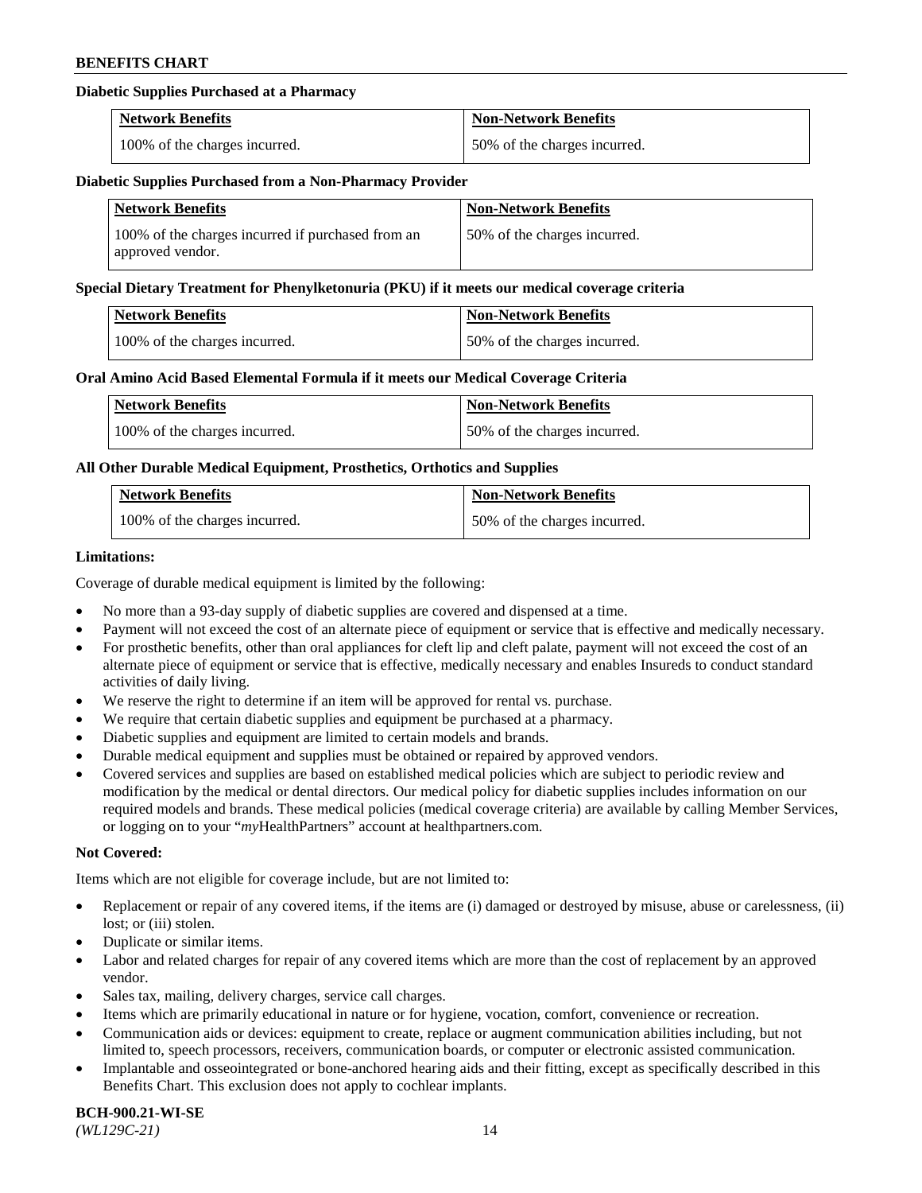**Diabetic Supplies Purchased at a Pharmacy**

| Network Benefits | Non-Network Benefits |
| --- | --- |
| 100% of the charges incurred. | 50% of the charges incurred. |

**Diabetic Supplies Purchased from a Non-Pharmacy Provider**

| Network Benefits | Non-Network Benefits |
| --- | --- |
| 100% of the charges incurred if purchased from an approved vendor. | 50% of the charges incurred. |

**Special Dietary Treatment for Phenylketonuria (PKU) if it meets our medical coverage criteria**

| Network Benefits | Non-Network Benefits |
| --- | --- |
| 100% of the charges incurred. | 50% of the charges incurred. |

**Oral Amino Acid Based Elemental Formula if it meets our Medical Coverage Criteria**

| Network Benefits | Non-Network Benefits |
| --- | --- |
| 100% of the charges incurred. | 50% of the charges incurred. |

**All Other Durable Medical Equipment, Prosthetics, Orthotics and Supplies**

| Network Benefits | Non-Network Benefits |
| --- | --- |
| 100% of the charges incurred. | 50% of the charges incurred. |

**Limitations:**

Coverage of durable medical equipment is limited by the following:

- No more than a 93-day supply of diabetic supplies are covered and dispensed at a time.
- Payment will not exceed the cost of an alternate piece of equipment or service that is effective and medically necessary.
- For prosthetic benefits, other than oral appliances for cleft lip and cleft palate, payment will not exceed the cost of an alternate piece of equipment or service that is effective, medically necessary and enables Insureds to conduct standard activities of daily living.
- We reserve the right to determine if an item will be approved for rental vs. purchase.
- We require that certain diabetic supplies and equipment be purchased at a pharmacy.
- Diabetic supplies and equipment are limited to certain models and brands.
- Durable medical equipment and supplies must be obtained or repaired by approved vendors.
- Covered services and supplies are based on established medical policies which are subject to periodic review and modification by the medical or dental directors. Our medical policy for diabetic supplies includes information on our required models and brands. These medical policies (medical coverage criteria) are available by calling Member Services, or logging on to your "*my*HealthPartners" account at healthpartners.com.

**Not Covered:**

Items which are not eligible for coverage include, but are not limited to:

- Replacement or repair of any covered items, if the items are (i) damaged or destroyed by misuse, abuse or carelessness, (ii) lost; or (iii) stolen.
- Duplicate or similar items.
- Labor and related charges for repair of any covered items which are more than the cost of replacement by an approved vendor.
- Sales tax, mailing, delivery charges, service call charges.
- Items which are primarily educational in nature or for hygiene, vocation, comfort, convenience or recreation.
- Communication aids or devices: equipment to create, replace or augment communication abilities including, but not limited to, speech processors, receivers, communication boards, or computer or electronic assisted communication.
- Implantable and osseointegrated or bone-anchored hearing aids and their fitting, except as specifically described in this Benefits Chart. This exclusion does not apply to cochlear implants.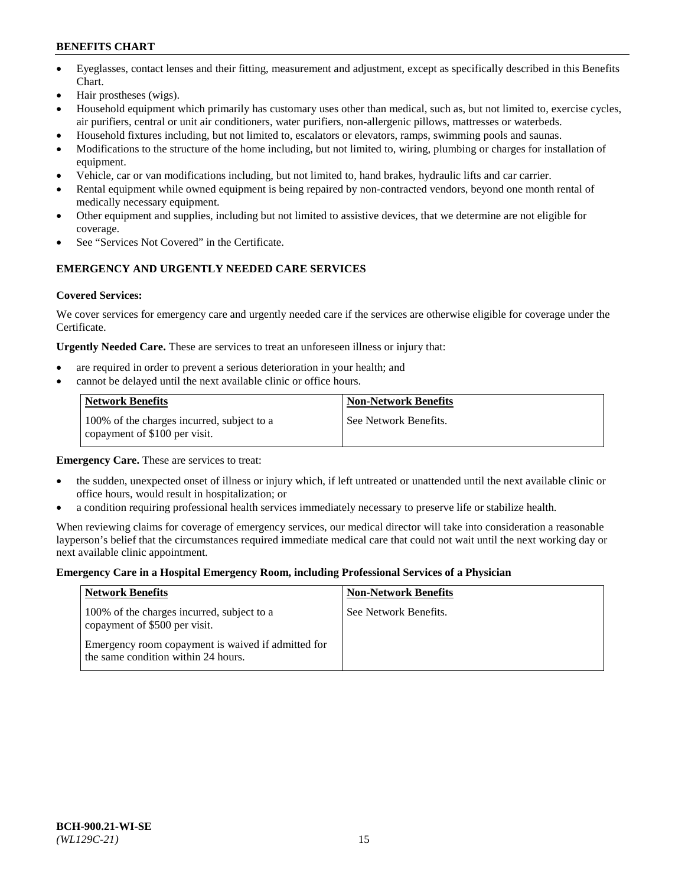- Eyeglasses, contact lenses and their fitting, measurement and adjustment, except as specifically described in this Benefits Chart.
- Hair prostheses (wigs).
- Household equipment which primarily has customary uses other than medical, such as, but not limited to, exercise cycles, air purifiers, central or unit air conditioners, water purifiers, non-allergenic pillows, mattresses or waterbeds.
- Household fixtures including, but not limited to, escalators or elevators, ramps, swimming pools and saunas.
- Modifications to the structure of the home including, but not limited to, wiring, plumbing or charges for installation of equipment.
- Vehicle, car or van modifications including, but not limited to, hand brakes, hydraulic lifts and car carrier.
- Rental equipment while owned equipment is being repaired by non-contracted vendors, beyond one month rental of medically necessary equipment.
- Other equipment and supplies, including but not limited to assistive devices, that we determine are not eligible for coverage.
- See "Services Not Covered" in the Certificate.

## EMERGENCY AND URGENTLY NEEDED CARE SERVICES

**Covered Services:**

We cover services for emergency care and urgently needed care if the services are otherwise eligible for coverage under the Certificate.

**Urgently Needed Care.** These are services to treat an unforeseen illness or injury that:

- are required in order to prevent a serious deterioration in your health; and
- cannot be delayed until the next available clinic or office hours.

| Network Benefits | Non-Network Benefits |
| --- | --- |
| 100% of the charges incurred, subject to a copayment of $100 per visit. | See Network Benefits. |

**Emergency Care.** These are services to treat:

- the sudden, unexpected onset of illness or injury which, if left untreated or unattended until the next available clinic or office hours, would result in hospitalization; or
- a condition requiring professional health services immediately necessary to preserve life or stabilize health.

When reviewing claims for coverage of emergency services, our medical director will take into consideration a reasonable layperson's belief that the circumstances required immediate medical care that could not wait until the next working day or next available clinic appointment.

**Emergency Care in a Hospital Emergency Room, including Professional Services of a Physician**

| Network Benefits | Non-Network Benefits |
| --- | --- |
| 100% of the charges incurred, subject to a copayment of $500 per visit.<br><br>Emergency room copayment is waived if admitted for the same condition within 24 hours. | See Network Benefits. |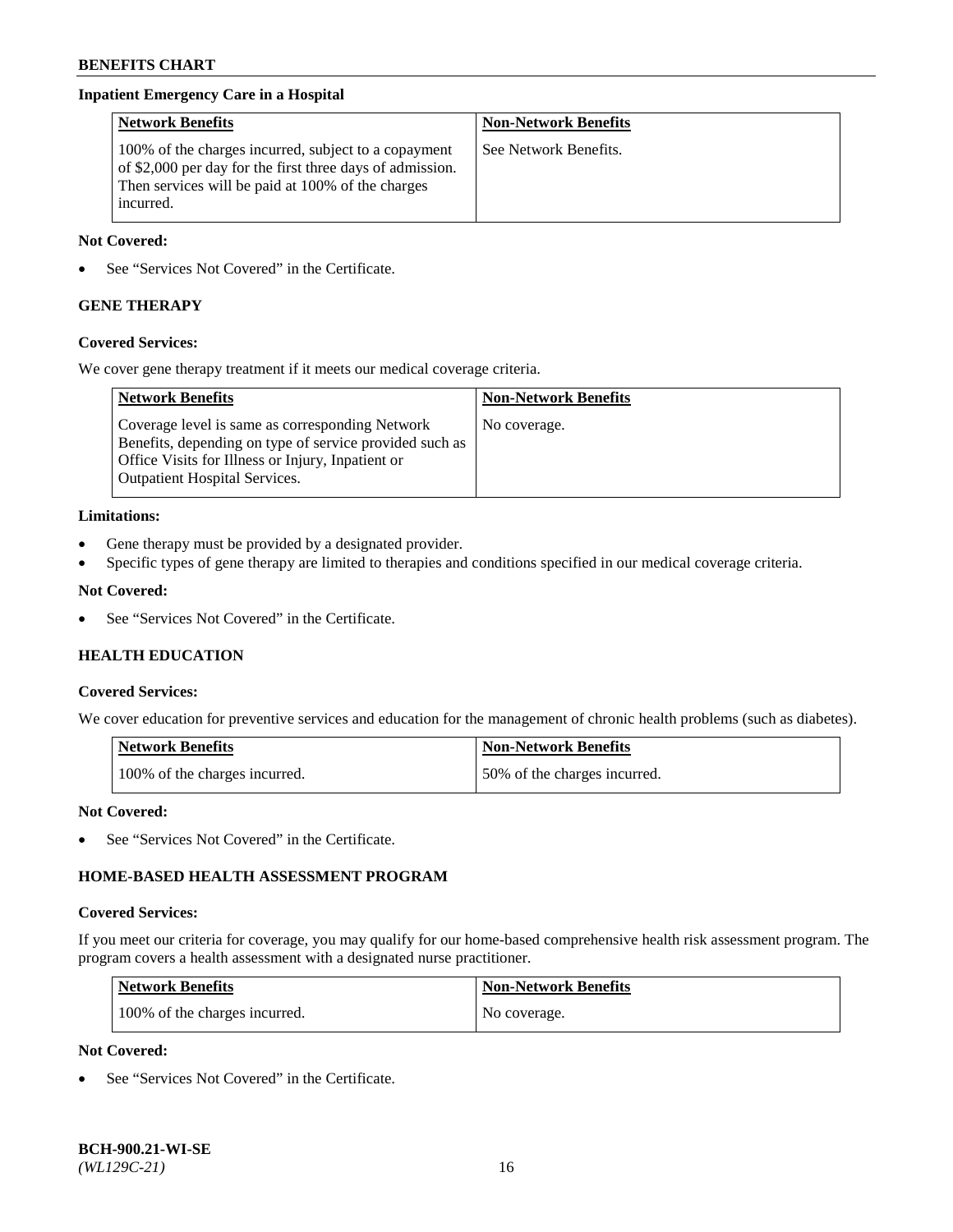### Inpatient Emergency Care in a Hospital

| Network Benefits | Non-Network Benefits |
|---|---|
| 100% of the charges incurred, subject to a copayment of $2,000 per day for the first three days of admission. Then services will be paid at 100% of the charges incurred. | See Network Benefits. |

**Not Covered:**

- See "Services Not Covered" in the Certificate.

## GENE THERAPY

**Covered Services:**

We cover gene therapy treatment if it meets our medical coverage criteria.

| Network Benefits | Non-Network Benefits |
|---|---|
| Coverage level is same as corresponding Network Benefits, depending on type of service provided such as Office Visits for Illness or Injury, Inpatient or Outpatient Hospital Services. | No coverage. |

**Limitations:**

- Gene therapy must be provided by a designated provider.
- Specific types of gene therapy are limited to therapies and conditions specified in our medical coverage criteria.

**Not Covered:**

- See "Services Not Covered" in the Certificate.

## HEALTH EDUCATION

**Covered Services:**

We cover education for preventive services and education for the management of chronic health problems (such as diabetes).

| Network Benefits | Non-Network Benefits |
|---|---|
| 100% of the charges incurred. | 50% of the charges incurred. |

**Not Covered:**

- See "Services Not Covered" in the Certificate.

## HOME-BASED HEALTH ASSESSMENT PROGRAM

**Covered Services:**

If you meet our criteria for coverage, you may qualify for our home-based comprehensive health risk assessment program. The program covers a health assessment with a designated nurse practitioner.

| Network Benefits | Non-Network Benefits |
|---|---|
| 100% of the charges incurred. | No coverage. |

**Not Covered:**

- See "Services Not Covered" in the Certificate.

BCH-900.21-WI-SE
*(WL129C-21)*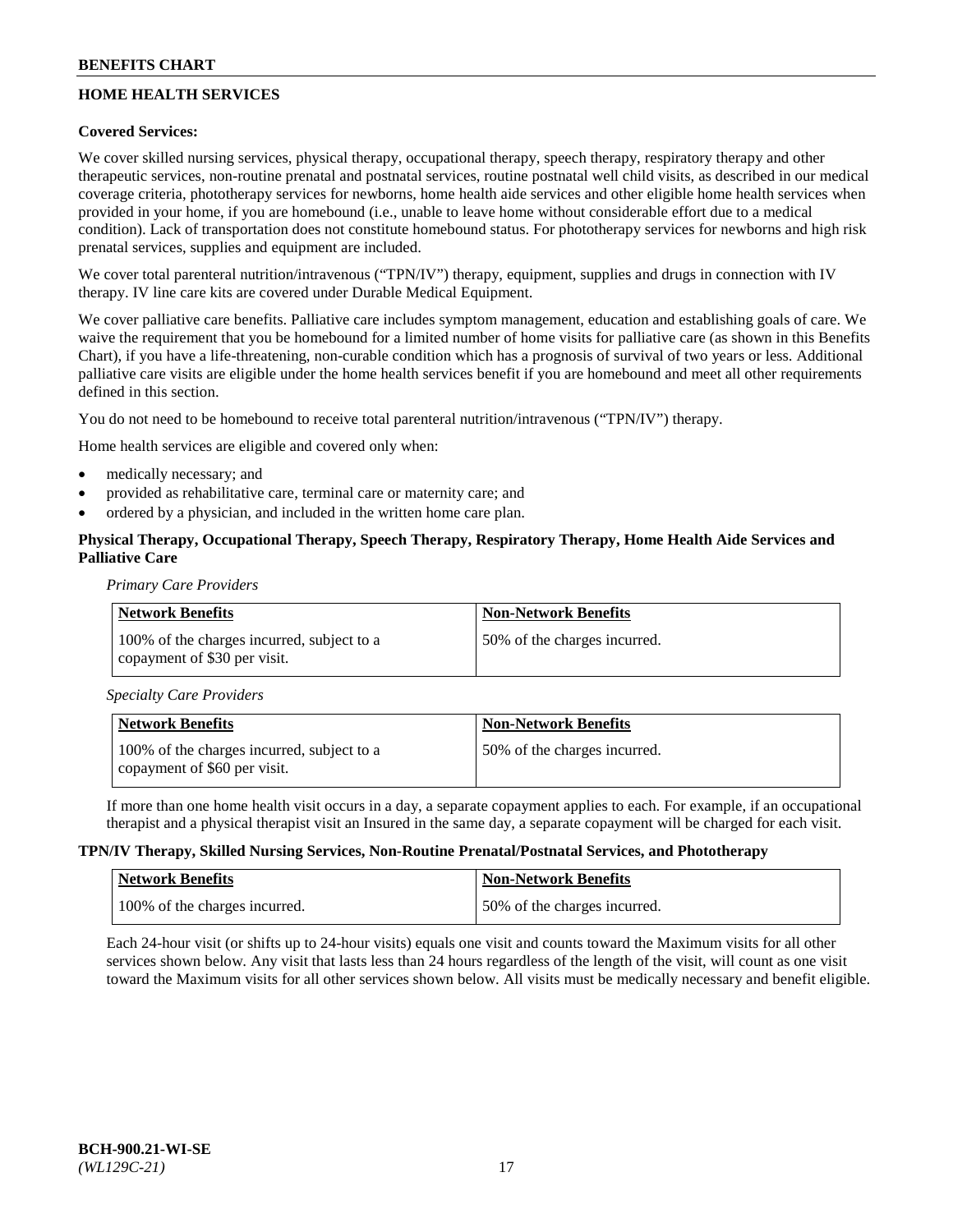## HOME HEALTH SERVICES

**Covered Services:**

We cover skilled nursing services, physical therapy, occupational therapy, speech therapy, respiratory therapy and other therapeutic services, non-routine prenatal and postnatal services, routine postnatal well child visits, as described in our medical coverage criteria, phototherapy services for newborns, home health aide services and other eligible home health services when provided in your home, if you are homebound (i.e., unable to leave home without considerable effort due to a medical condition). Lack of transportation does not constitute homebound status. For phototherapy services for newborns and high risk prenatal services, supplies and equipment are included.

We cover total parenteral nutrition/intravenous ("TPN/IV") therapy, equipment, supplies and drugs in connection with IV therapy. IV line care kits are covered under Durable Medical Equipment.

We cover palliative care benefits. Palliative care includes symptom management, education and establishing goals of care. We waive the requirement that you be homebound for a limited number of home visits for palliative care (as shown in this Benefits Chart), if you have a life-threatening, non-curable condition which has a prognosis of survival of two years or less. Additional palliative care visits are eligible under the home health services benefit if you are homebound and meet all other requirements defined in this section.

You do not need to be homebound to receive total parenteral nutrition/intravenous ("TPN/IV") therapy.

Home health services are eligible and covered only when:

- medically necessary; and
- provided as rehabilitative care, terminal care or maternity care; and
- ordered by a physician, and included in the written home care plan.

**Physical Therapy, Occupational Therapy, Speech Therapy, Respiratory Therapy, Home Health Aide Services and Palliative Care**

*Primary Care Providers*

| Network Benefits | Non-Network Benefits |
|---|---|
| 100% of the charges incurred, subject to a copayment of $30 per visit. | 50% of the charges incurred. |

*Specialty Care Providers*

| Network Benefits | Non-Network Benefits |
|---|---|
| 100% of the charges incurred, subject to a copayment of $60 per visit. | 50% of the charges incurred. |

If more than one home health visit occurs in a day, a separate copayment applies to each. For example, if an occupational therapist and a physical therapist visit an Insured in the same day, a separate copayment will be charged for each visit.

**TPN/IV Therapy, Skilled Nursing Services, Non-Routine Prenatal/Postnatal Services, and Phototherapy**

| Network Benefits | Non-Network Benefits |
|---|---|
| 100% of the charges incurred. | 50% of the charges incurred. |

Each 24-hour visit (or shifts up to 24-hour visits) equals one visit and counts toward the Maximum visits for all other services shown below. Any visit that lasts less than 24 hours regardless of the length of the visit, will count as one visit toward the Maximum visits for all other services shown below. All visits must be medically necessary and benefit eligible.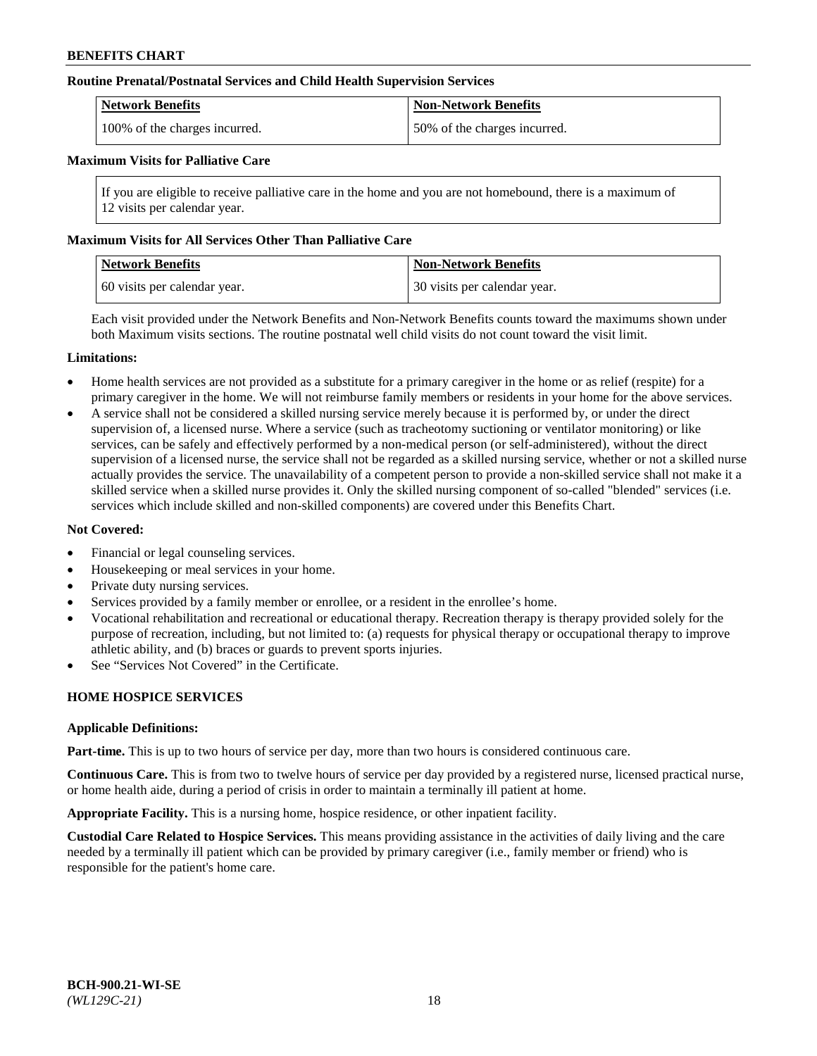#### Routine Prenatal/Postnatal Services and Child Health Supervision Services

| Network Benefits | Non-Network Benefits |
| --- | --- |
| 100% of the charges incurred. | 50% of the charges incurred. |

#### Maximum Visits for Palliative Care

If you are eligible to receive palliative care in the home and you are not homebound, there is a maximum of 12 visits per calendar year.

#### Maximum Visits for All Services Other Than Palliative Care

| Network Benefits | Non-Network Benefits |
| --- | --- |
| 60 visits per calendar year. | 30 visits per calendar year. |

Each visit provided under the Network Benefits and Non-Network Benefits counts toward the maximums shown under both Maximum visits sections. The routine postnatal well child visits do not count toward the visit limit.

**Limitations:**

- Home health services are not provided as a substitute for a primary caregiver in the home or as relief (respite) for a primary caregiver in the home. We will not reimburse family members or residents in your home for the above services.
- A service shall not be considered a skilled nursing service merely because it is performed by, or under the direct supervision of, a licensed nurse. Where a service (such as tracheotomy suctioning or ventilator monitoring) or like services, can be safely and effectively performed by a non-medical person (or self-administered), without the direct supervision of a licensed nurse, the service shall not be regarded as a skilled nursing service, whether or not a skilled nurse actually provides the service. The unavailability of a competent person to provide a non-skilled service shall not make it a skilled service when a skilled nurse provides it. Only the skilled nursing component of so-called "blended" services (i.e. services which include skilled and non-skilled components) are covered under this Benefits Chart.

**Not Covered:**

- Financial or legal counseling services.
- Housekeeping or meal services in your home.
- Private duty nursing services.
- Services provided by a family member or enrollee, or a resident in the enrollee's home.
- Vocational rehabilitation and recreational or educational therapy. Recreation therapy is therapy provided solely for the purpose of recreation, including, but not limited to: (a) requests for physical therapy or occupational therapy to improve athletic ability, and (b) braces or guards to prevent sports injuries.
- See "Services Not Covered" in the Certificate.

### HOME HOSPICE SERVICES

**Applicable Definitions:**

**Part-time.** This is up to two hours of service per day, more than two hours is considered continuous care.

**Continuous Care.** This is from two to twelve hours of service per day provided by a registered nurse, licensed practical nurse, or home health aide, during a period of crisis in order to maintain a terminally ill patient at home.

**Appropriate Facility.** This is a nursing home, hospice residence, or other inpatient facility.

**Custodial Care Related to Hospice Services.** This means providing assistance in the activities of daily living and the care needed by a terminally ill patient which can be provided by primary caregiver (i.e., family member or friend) who is responsible for the patient's home care.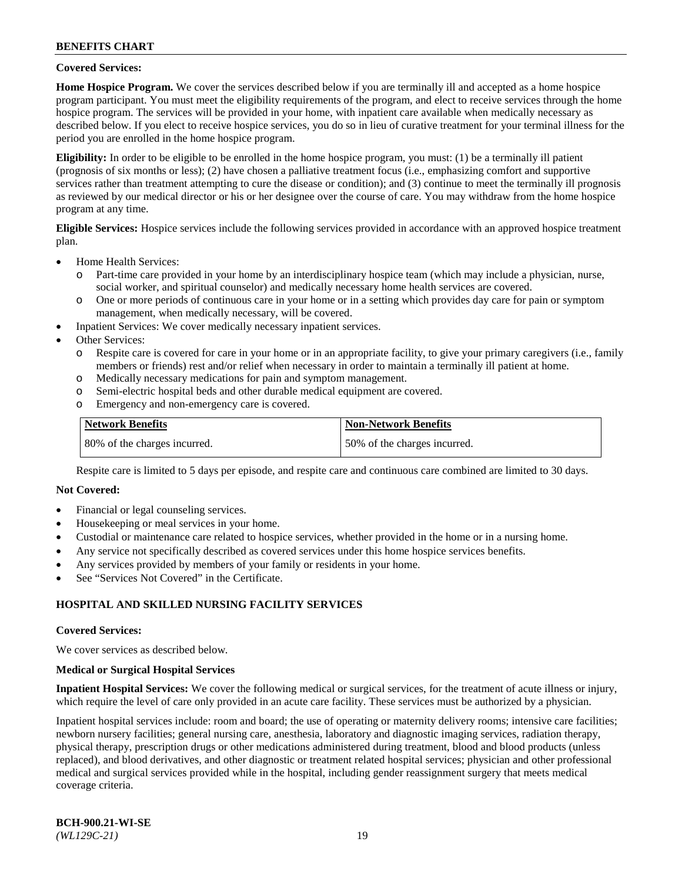**Covered Services:**

**Home Hospice Program.** We cover the services described below if you are terminally ill and accepted as a home hospice program participant. You must meet the eligibility requirements of the program, and elect to receive services through the home hospice program. The services will be provided in your home, with inpatient care available when medically necessary as described below. If you elect to receive hospice services, you do so in lieu of curative treatment for your terminal illness for the period you are enrolled in the home hospice program.

**Eligibility:** In order to be eligible to be enrolled in the home hospice program, you must: (1) be a terminally ill patient (prognosis of six months or less); (2) have chosen a palliative treatment focus (i.e., emphasizing comfort and supportive services rather than treatment attempting to cure the disease or condition); and (3) continue to meet the terminally ill prognosis as reviewed by our medical director or his or her designee over the course of care. You may withdraw from the home hospice program at any time.

**Eligible Services:** Hospice services include the following services provided in accordance with an approved hospice treatment plan.

- Home Health Services:
  - Part-time care provided in your home by an interdisciplinary hospice team (which may include a physician, nurse, social worker, and spiritual counselor) and medically necessary home health services are covered.
  - One or more periods of continuous care in your home or in a setting which provides day care for pain or symptom management, when medically necessary, will be covered.
- Inpatient Services: We cover medically necessary inpatient services.
- Other Services:
  - Respite care is covered for care in your home or in an appropriate facility, to give your primary caregivers (i.e., family members or friends) rest and/or relief when necessary in order to maintain a terminally ill patient at home.
  - Medically necessary medications for pain and symptom management.
  - Semi-electric hospital beds and other durable medical equipment are covered.
  - Emergency and non-emergency care is covered.

| Network Benefits | Non-Network Benefits |
|---|---|
| 80% of the charges incurred. | 50% of the charges incurred. |

Respite care is limited to 5 days per episode, and respite care and continuous care combined are limited to 30 days.

**Not Covered:**

- Financial or legal counseling services.
- Housekeeping or meal services in your home.
- Custodial or maintenance care related to hospice services, whether provided in the home or in a nursing home.
- Any service not specifically described as covered services under this home hospice services benefits.
- Any services provided by members of your family or residents in your home.
- See "Services Not Covered" in the Certificate.

## HOSPITAL AND SKILLED NURSING FACILITY SERVICES

**Covered Services:**

We cover services as described below.

**Medical or Surgical Hospital Services**

**Inpatient Hospital Services:** We cover the following medical or surgical services, for the treatment of acute illness or injury, which require the level of care only provided in an acute care facility. These services must be authorized by a physician.

Inpatient hospital services include: room and board; the use of operating or maternity delivery rooms; intensive care facilities; newborn nursery facilities; general nursing care, anesthesia, laboratory and diagnostic imaging services, radiation therapy, physical therapy, prescription drugs or other medications administered during treatment, blood and blood products (unless replaced), and blood derivatives, and other diagnostic or treatment related hospital services; physician and other professional medical and surgical services provided while in the hospital, including gender reassignment surgery that meets medical coverage criteria.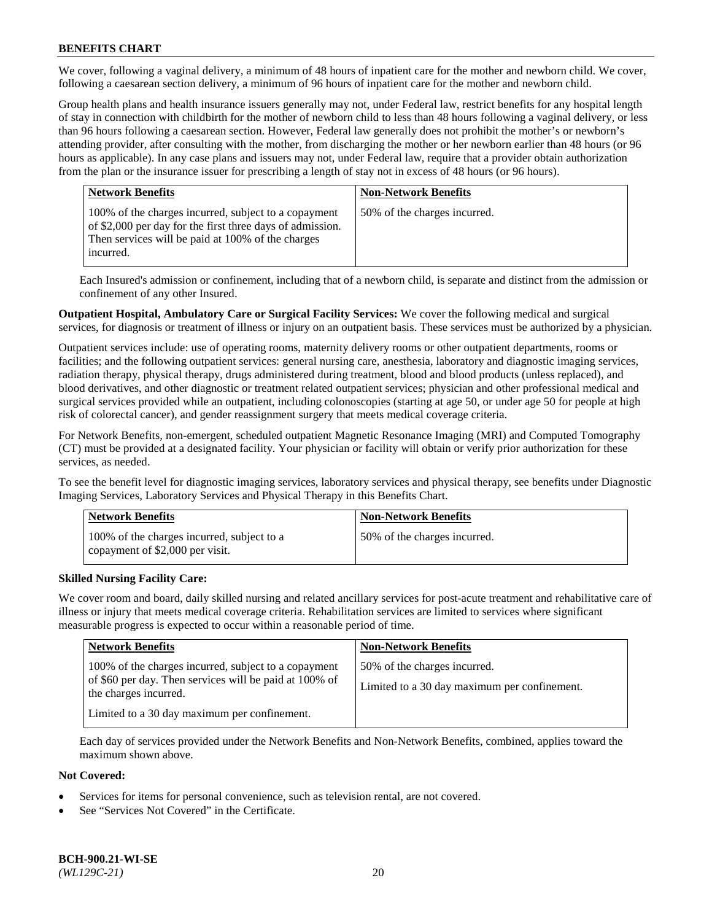We cover, following a vaginal delivery, a minimum of 48 hours of inpatient care for the mother and newborn child. We cover, following a caesarean section delivery, a minimum of 96 hours of inpatient care for the mother and newborn child.

Group health plans and health insurance issuers generally may not, under Federal law, restrict benefits for any hospital length of stay in connection with childbirth for the mother of newborn child to less than 48 hours following a vaginal delivery, or less than 96 hours following a caesarean section. However, Federal law generally does not prohibit the mother's or newborn's attending provider, after consulting with the mother, from discharging the mother or her newborn earlier than 48 hours (or 96 hours as applicable). In any case plans and issuers may not, under Federal law, require that a provider obtain authorization from the plan or the insurance issuer for prescribing a length of stay not in excess of 48 hours (or 96 hours).

| Network Benefits | Non-Network Benefits |
|---|---|
| 100% of the charges incurred, subject to a copayment of $2,000 per day for the first three days of admission. Then services will be paid at 100% of the charges incurred. | 50% of the charges incurred. |

Each Insured's admission or confinement, including that of a newborn child, is separate and distinct from the admission or confinement of any other Insured.

**Outpatient Hospital, Ambulatory Care or Surgical Facility Services:** We cover the following medical and surgical services, for diagnosis or treatment of illness or injury on an outpatient basis. These services must be authorized by a physician.

Outpatient services include: use of operating rooms, maternity delivery rooms or other outpatient departments, rooms or facilities; and the following outpatient services: general nursing care, anesthesia, laboratory and diagnostic imaging services, radiation therapy, physical therapy, drugs administered during treatment, blood and blood products (unless replaced), and blood derivatives, and other diagnostic or treatment related outpatient services; physician and other professional medical and surgical services provided while an outpatient, including colonoscopies (starting at age 50, or under age 50 for people at high risk of colorectal cancer), and gender reassignment surgery that meets medical coverage criteria.

For Network Benefits, non-emergent, scheduled outpatient Magnetic Resonance Imaging (MRI) and Computed Tomography (CT) must be provided at a designated facility. Your physician or facility will obtain or verify prior authorization for these services, as needed.

To see the benefit level for diagnostic imaging services, laboratory services and physical therapy, see benefits under Diagnostic Imaging Services, Laboratory Services and Physical Therapy in this Benefits Chart.

| Network Benefits | Non-Network Benefits |
|---|---|
| 100% of the charges incurred, subject to a copayment of $2,000 per visit. | 50% of the charges incurred. |

**Skilled Nursing Facility Care:**

We cover room and board, daily skilled nursing and related ancillary services for post-acute treatment and rehabilitative care of illness or injury that meets medical coverage criteria. Rehabilitation services are limited to services where significant measurable progress is expected to occur within a reasonable period of time.

| Network Benefits | Non-Network Benefits |
|---|---|
| 100% of the charges incurred, subject to a copayment of $60 per day. Then services will be paid at 100% of the charges incurred.<br><br>Limited to a 30 day maximum per confinement. | 50% of the charges incurred.<br><br>Limited to a 30 day maximum per confinement. |

Each day of services provided under the Network Benefits and Non-Network Benefits, combined, applies toward the maximum shown above.

**Not Covered:**

- Services for items for personal convenience, such as television rental, are not covered.
- See "Services Not Covered" in the Certificate.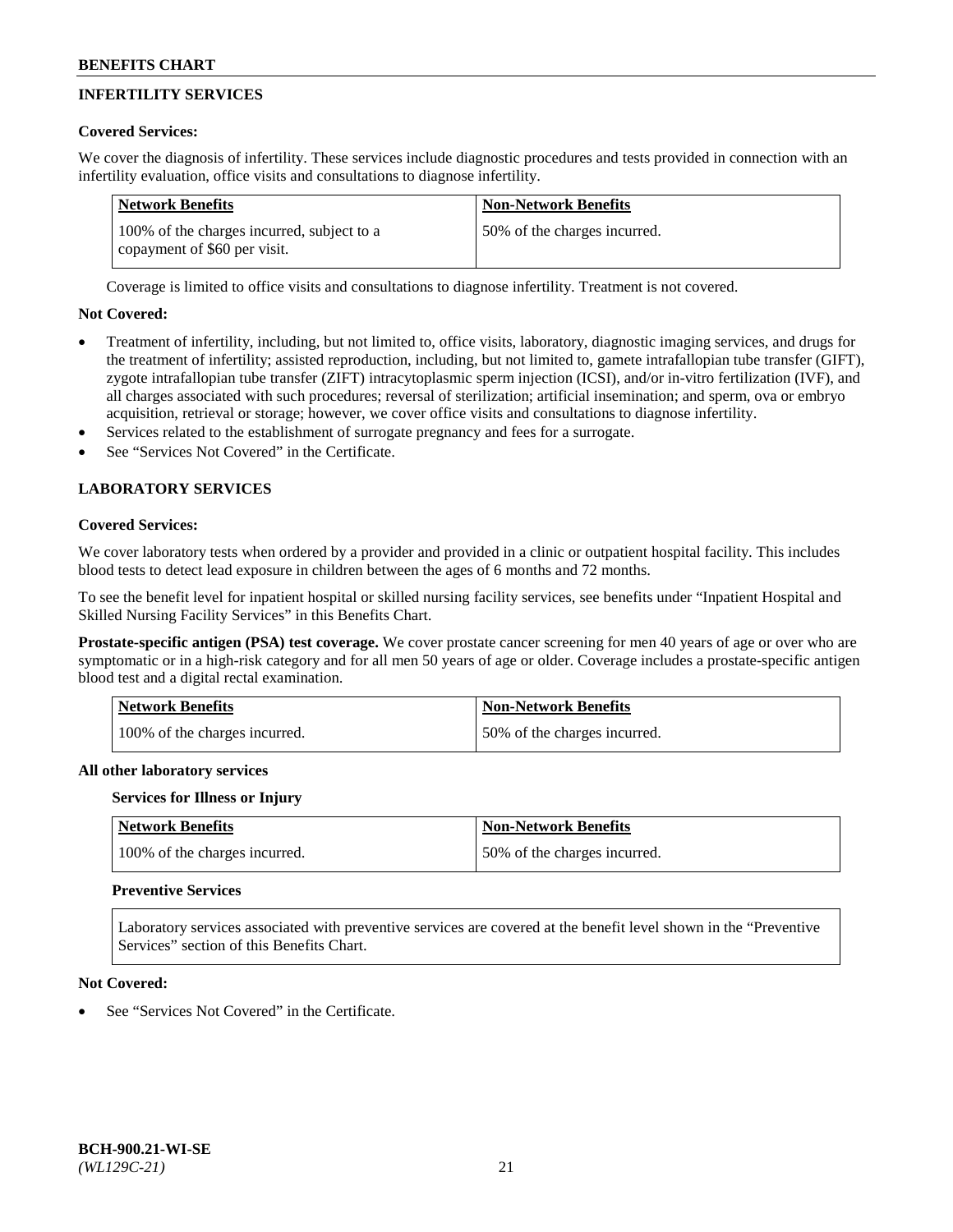## INFERTILITY SERVICES

**Covered Services:**

We cover the diagnosis of infertility. These services include diagnostic procedures and tests provided in connection with an infertility evaluation, office visits and consultations to diagnose infertility.

| Network Benefits | Non-Network Benefits |
| --- | --- |
| 100% of the charges incurred, subject to a copayment of $60 per visit. | 50% of the charges incurred. |

Coverage is limited to office visits and consultations to diagnose infertility. Treatment is not covered.

**Not Covered:**

- Treatment of infertility, including, but not limited to, office visits, laboratory, diagnostic imaging services, and drugs for the treatment of infertility; assisted reproduction, including, but not limited to, gamete intrafallopian tube transfer (GIFT), zygote intrafallopian tube transfer (ZIFT) intracytoplasmic sperm injection (ICSI), and/or in-vitro fertilization (IVF), and all charges associated with such procedures; reversal of sterilization; artificial insemination; and sperm, ova or embryo acquisition, retrieval or storage; however, we cover office visits and consultations to diagnose infertility.
- Services related to the establishment of surrogate pregnancy and fees for a surrogate.
- See "Services Not Covered" in the Certificate.

## LABORATORY SERVICES

**Covered Services:**

We cover laboratory tests when ordered by a provider and provided in a clinic or outpatient hospital facility. This includes blood tests to detect lead exposure in children between the ages of 6 months and 72 months.

To see the benefit level for inpatient hospital or skilled nursing facility services, see benefits under "Inpatient Hospital and Skilled Nursing Facility Services" in this Benefits Chart.

**Prostate-specific antigen (PSA) test coverage.** We cover prostate cancer screening for men 40 years of age or over who are symptomatic or in a high-risk category and for all men 50 years of age or older. Coverage includes a prostate-specific antigen blood test and a digital rectal examination.

| Network Benefits | Non-Network Benefits |
| --- | --- |
| 100% of the charges incurred. | 50% of the charges incurred. |

**All other laboratory services**

**Services for Illness or Injury**

| Network Benefits | Non-Network Benefits |
| --- | --- |
| 100% of the charges incurred. | 50% of the charges incurred. |

**Preventive Services**

Laboratory services associated with preventive services are covered at the benefit level shown in the "Preventive Services" section of this Benefits Chart.

**Not Covered:**

- See "Services Not Covered" in the Certificate.

**BCH-900.21-WI-SE**
*(WL129C-21)*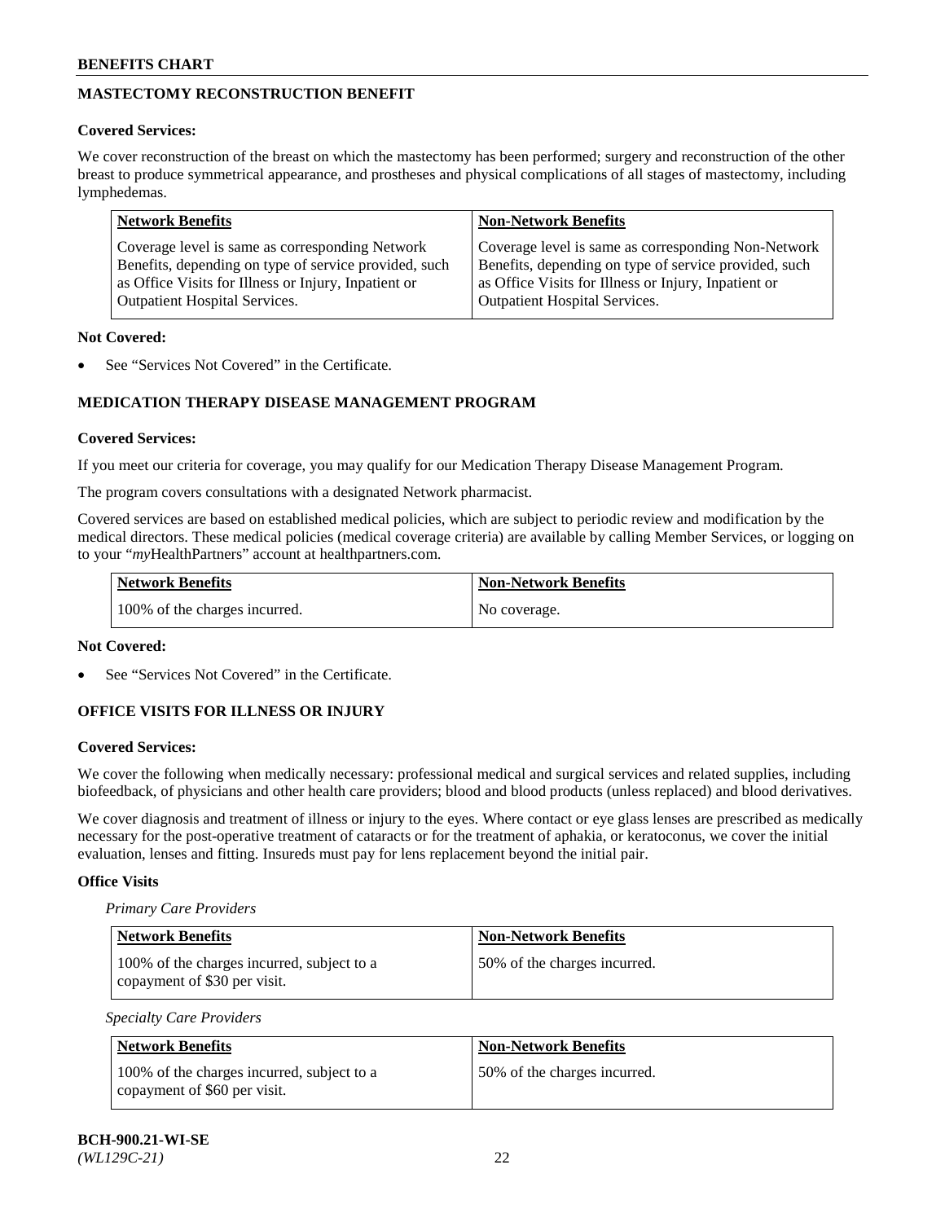## MASTECTOMY RECONSTRUCTION BENEFIT

**Covered Services:**

We cover reconstruction of the breast on which the mastectomy has been performed; surgery and reconstruction of the other breast to produce symmetrical appearance, and prostheses and physical complications of all stages of mastectomy, including lymphedemas.

| Network Benefits | Non-Network Benefits |
|---|---|
| Coverage level is same as corresponding Network Benefits, depending on type of service provided, such as Office Visits for Illness or Injury, Inpatient or Outpatient Hospital Services. | Coverage level is same as corresponding Non-Network Benefits, depending on type of service provided, such as Office Visits for Illness or Injury, Inpatient or Outpatient Hospital Services. |

**Not Covered:**

- See "Services Not Covered" in the Certificate.

## MEDICATION THERAPY DISEASE MANAGEMENT PROGRAM

**Covered Services:**

If you meet our criteria for coverage, you may qualify for our Medication Therapy Disease Management Program.

The program covers consultations with a designated Network pharmacist.

Covered services are based on established medical policies, which are subject to periodic review and modification by the medical directors. These medical policies (medical coverage criteria) are available by calling Member Services, or logging on to your "*my*HealthPartners" account at healthpartners.com.

| Network Benefits | Non-Network Benefits |
|---|---|
| 100% of the charges incurred. | No coverage. |

**Not Covered:**

- See "Services Not Covered" in the Certificate.

## OFFICE VISITS FOR ILLNESS OR INJURY

**Covered Services:**

We cover the following when medically necessary: professional medical and surgical services and related supplies, including biofeedback, of physicians and other health care providers; blood and blood products (unless replaced) and blood derivatives.

We cover diagnosis and treatment of illness or injury to the eyes. Where contact or eye glass lenses are prescribed as medically necessary for the post-operative treatment of cataracts or for the treatment of aphakia, or keratoconus, we cover the initial evaluation, lenses and fitting. Insureds must pay for lens replacement beyond the initial pair.

**Office Visits**

*Primary Care Providers*

| Network Benefits | Non-Network Benefits |
|---|---|
| 100% of the charges incurred, subject to a copayment of $30 per visit. | 50% of the charges incurred. |

*Specialty Care Providers*

| Network Benefits | Non-Network Benefits |
|---|---|
| 100% of the charges incurred, subject to a copayment of $60 per visit. | 50% of the charges incurred. |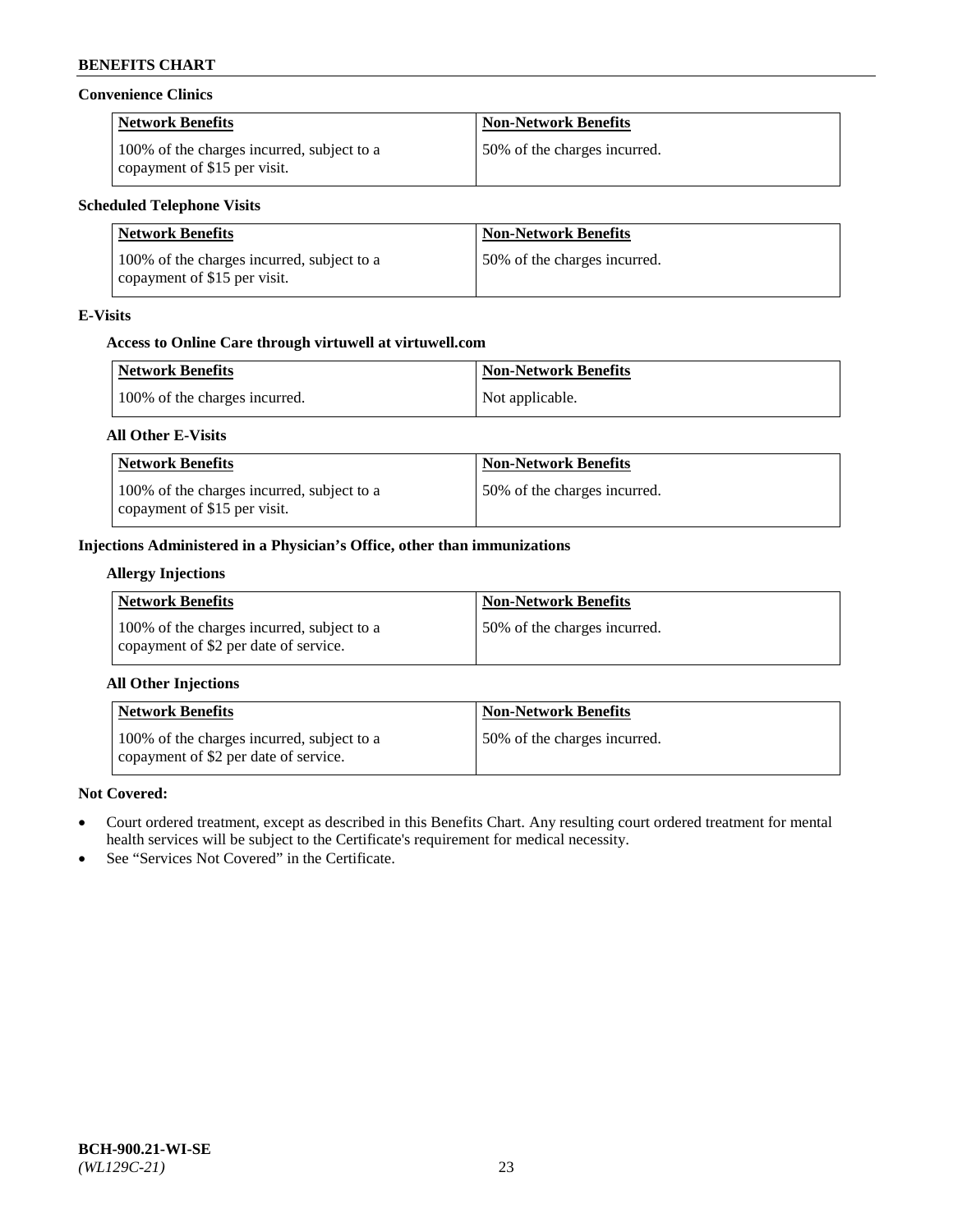**Convenience Clinics**

| Network Benefits | Non-Network Benefits |
| --- | --- |
| 100% of the charges incurred, subject to a copayment of $15 per visit. | 50% of the charges incurred. |

**Scheduled Telephone Visits**

| Network Benefits | Non-Network Benefits |
| --- | --- |
| 100% of the charges incurred, subject to a copayment of $15 per visit. | 50% of the charges incurred. |

**E-Visits**

**Access to Online Care through virtuwell at virtuwell.com**

| Network Benefits | Non-Network Benefits |
| --- | --- |
| 100% of the charges incurred. | Not applicable. |

**All Other E-Visits**

| Network Benefits | Non-Network Benefits |
| --- | --- |
| 100% of the charges incurred, subject to a copayment of $15 per visit. | 50% of the charges incurred. |

**Injections Administered in a Physician's Office, other than immunizations**

**Allergy Injections**

| Network Benefits | Non-Network Benefits |
| --- | --- |
| 100% of the charges incurred, subject to a copayment of $2 per date of service. | 50% of the charges incurred. |

**All Other Injections**

| Network Benefits | Non-Network Benefits |
| --- | --- |
| 100% of the charges incurred, subject to a copayment of $2 per date of service. | 50% of the charges incurred. |

**Not Covered:**

- Court ordered treatment, except as described in this Benefits Chart. Any resulting court ordered treatment for mental health services will be subject to the Certificate's requirement for medical necessity.
- See "Services Not Covered" in the Certificate.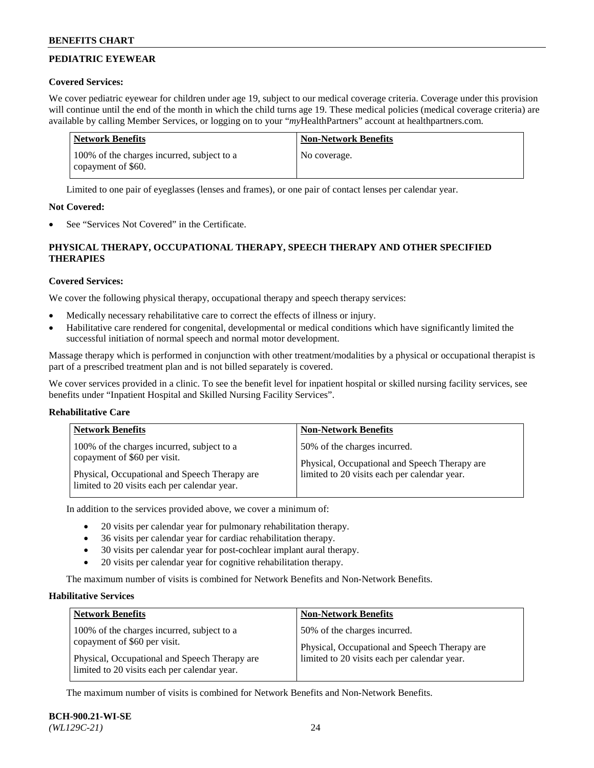## PEDIATRIC EYEWEAR

**Covered Services:**

We cover pediatric eyewear for children under age 19, subject to our medical coverage criteria. Coverage under this provision will continue until the end of the month in which the child turns age 19. These medical policies (medical coverage criteria) are available by calling Member Services, or logging on to your "*my*HealthPartners" account at healthpartners.com.

| Network Benefits | Non-Network Benefits |
|---|---|
| 100% of the charges incurred, subject to a copayment of $60. | No coverage. |

Limited to one pair of eyeglasses (lenses and frames), or one pair of contact lenses per calendar year.

**Not Covered:**

- See "Services Not Covered" in the Certificate.

## PHYSICAL THERAPY, OCCUPATIONAL THERAPY, SPEECH THERAPY AND OTHER SPECIFIED THERAPIES

**Covered Services:**

We cover the following physical therapy, occupational therapy and speech therapy services:

- Medically necessary rehabilitative care to correct the effects of illness or injury.
- Habilitative care rendered for congenital, developmental or medical conditions which have significantly limited the successful initiation of normal speech and normal motor development.

Massage therapy which is performed in conjunction with other treatment/modalities by a physical or occupational therapist is part of a prescribed treatment plan and is not billed separately is covered.

We cover services provided in a clinic. To see the benefit level for inpatient hospital or skilled nursing facility services, see benefits under "Inpatient Hospital and Skilled Nursing Facility Services".

**Rehabilitative Care**

| Network Benefits | Non-Network Benefits |
|---|---|
| 100% of the charges incurred, subject to a copayment of $60 per visit.<br><br>Physical, Occupational and Speech Therapy are limited to 20 visits each per calendar year. | 50% of the charges incurred.<br><br>Physical, Occupational and Speech Therapy are limited to 20 visits each per calendar year. |

In addition to the services provided above, we cover a minimum of:

- 20 visits per calendar year for pulmonary rehabilitation therapy.
- 36 visits per calendar year for cardiac rehabilitation therapy.
- 30 visits per calendar year for post-cochlear implant aural therapy.
- 20 visits per calendar year for cognitive rehabilitation therapy.

The maximum number of visits is combined for Network Benefits and Non-Network Benefits.

**Habilitative Services**

| Network Benefits | Non-Network Benefits |
|---|---|
| 100% of the charges incurred, subject to a copayment of $60 per visit.<br><br>Physical, Occupational and Speech Therapy are limited to 20 visits each per calendar year. | 50% of the charges incurred.<br><br>Physical, Occupational and Speech Therapy are limited to 20 visits each per calendar year. |

The maximum number of visits is combined for Network Benefits and Non-Network Benefits.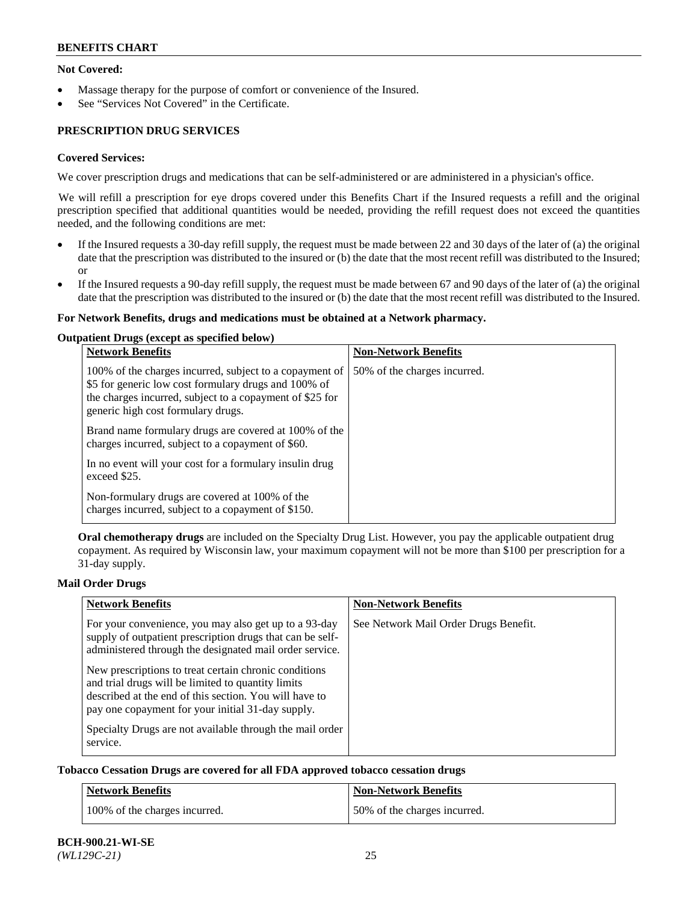**Not Covered:**

- Massage therapy for the purpose of comfort or convenience of the Insured.
- See "Services Not Covered" in the Certificate.

**PRESCRIPTION DRUG SERVICES**

**Covered Services:**

We cover prescription drugs and medications that can be self-administered or are administered in a physician's office.

We will refill a prescription for eye drops covered under this Benefits Chart if the Insured requests a refill and the original prescription specified that additional quantities would be needed, providing the refill request does not exceed the quantities needed, and the following conditions are met:

- If the Insured requests a 30-day refill supply, the request must be made between 22 and 30 days of the later of (a) the original date that the prescription was distributed to the insured or (b) the date that the most recent refill was distributed to the Insured; or
- If the Insured requests a 90-day refill supply, the request must be made between 67 and 90 days of the later of (a) the original date that the prescription was distributed to the insured or (b) the date that the most recent refill was distributed to the Insured.

**For Network Benefits, drugs and medications must be obtained at a Network pharmacy.**

**Outpatient Drugs (except as specified below)**

| Network Benefits | Non-Network Benefits |
|---|---|
| 100% of the charges incurred, subject to a copayment of $5 for generic low cost formulary drugs and 100% of the charges incurred, subject to a copayment of $25 for generic high cost formulary drugs.<br><br>Brand name formulary drugs are covered at 100% of the charges incurred, subject to a copayment of $60.<br><br>In no event will your cost for a formulary insulin drug exceed $25.<br><br>Non-formulary drugs are covered at 100% of the charges incurred, subject to a copayment of $150. | 50% of the charges incurred. |

**Oral chemotherapy drugs** are included on the Specialty Drug List. However, you pay the applicable outpatient drug copayment. As required by Wisconsin law, your maximum copayment will not be more than $100 per prescription for a 31-day supply.

**Mail Order Drugs**

| Network Benefits | Non-Network Benefits |
|---|---|
| For your convenience, you may also get up to a 93-day supply of outpatient prescription drugs that can be self-administered through the designated mail order service.<br><br>New prescriptions to treat certain chronic conditions and trial drugs will be limited to quantity limits described at the end of this section. You will have to pay one copayment for your initial 31-day supply.<br><br>Specialty Drugs are not available through the mail order service. | See Network Mail Order Drugs Benefit. |

**Tobacco Cessation Drugs are covered for all FDA approved tobacco cessation drugs**

| Network Benefits | Non-Network Benefits |
|---|---|
| 100% of the charges incurred. | 50% of the charges incurred. |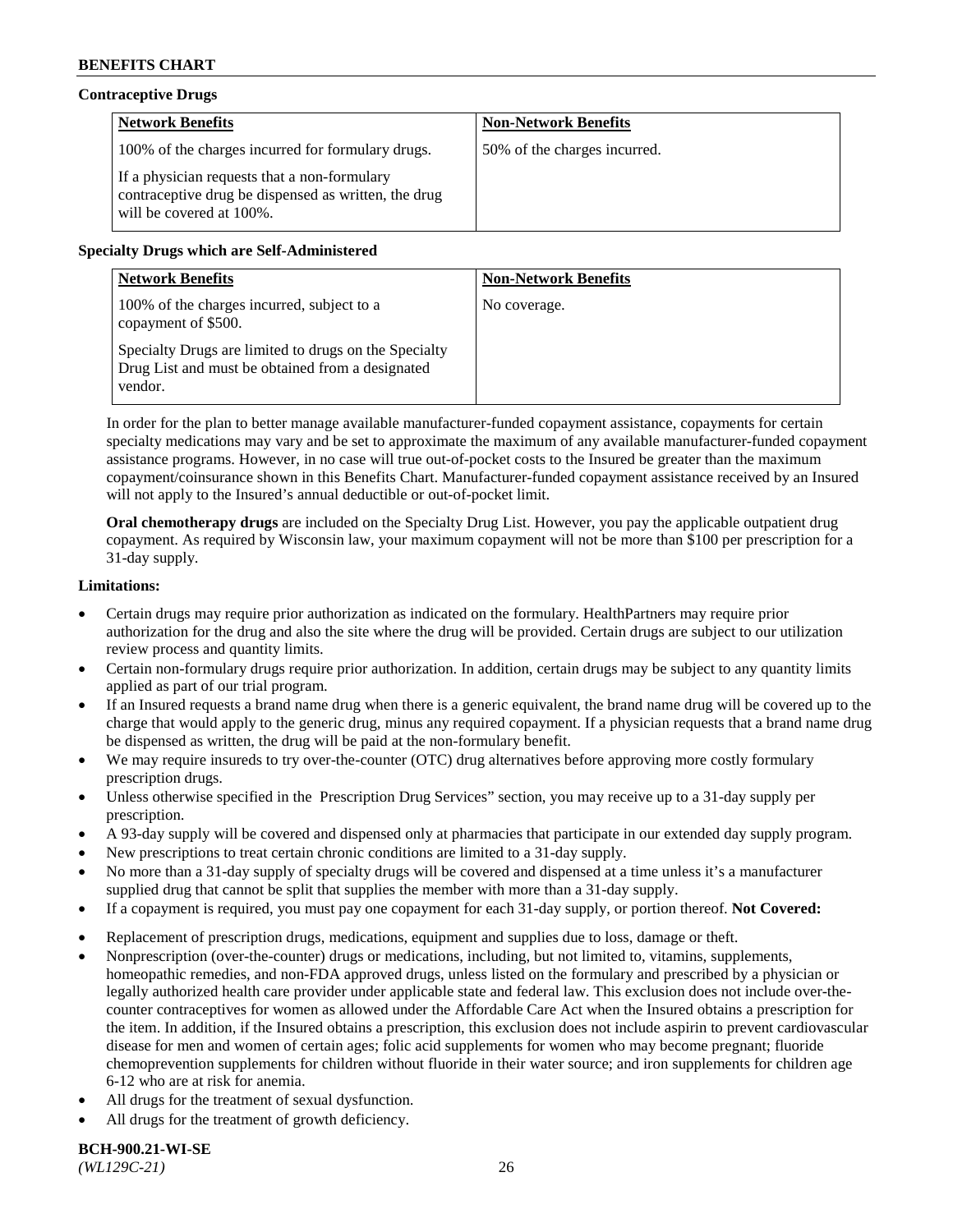**Contraceptive Drugs**

| Network Benefits | Non-Network Benefits |
|---|---|
| 100% of the charges incurred for formulary drugs.<br><br>If a physician requests that a non-formulary contraceptive drug be dispensed as written, the drug will be covered at 100%. | 50% of the charges incurred. |

**Specialty Drugs which are Self-Administered**

| Network Benefits | Non-Network Benefits |
|---|---|
| 100% of the charges incurred, subject to a copayment of $500.<br><br>Specialty Drugs are limited to drugs on the Specialty Drug List and must be obtained from a designated vendor. | No coverage. |

In order for the plan to better manage available manufacturer-funded copayment assistance, copayments for certain specialty medications may vary and be set to approximate the maximum of any available manufacturer-funded copayment assistance programs. However, in no case will true out-of-pocket costs to the Insured be greater than the maximum copayment/coinsurance shown in this Benefits Chart. Manufacturer-funded copayment assistance received by an Insured will not apply to the Insured's annual deductible or out-of-pocket limit.

**Oral chemotherapy drugs** are included on the Specialty Drug List. However, you pay the applicable outpatient drug copayment. As required by Wisconsin law, your maximum copayment will not be more than $100 per prescription for a 31-day supply.

**Limitations:**

- Certain drugs may require prior authorization as indicated on the formulary. HealthPartners may require prior authorization for the drug and also the site where the drug will be provided. Certain drugs are subject to our utilization review process and quantity limits.
- Certain non-formulary drugs require prior authorization. In addition, certain drugs may be subject to any quantity limits applied as part of our trial program.
- If an Insured requests a brand name drug when there is a generic equivalent, the brand name drug will be covered up to the charge that would apply to the generic drug, minus any required copayment. If a physician requests that a brand name drug be dispensed as written, the drug will be paid at the non-formulary benefit.
- We may require insureds to try over-the-counter (OTC) drug alternatives before approving more costly formulary prescription drugs.
- Unless otherwise specified in the Prescription Drug Services" section, you may receive up to a 31-day supply per prescription.
- A 93-day supply will be covered and dispensed only at pharmacies that participate in our extended day supply program.
- New prescriptions to treat certain chronic conditions are limited to a 31-day supply.
- No more than a 31-day supply of specialty drugs will be covered and dispensed at a time unless it's a manufacturer supplied drug that cannot be split that supplies the member with more than a 31-day supply.
- If a copayment is required, you must pay one copayment for each 31-day supply, or portion thereof. **Not Covered:**
- Replacement of prescription drugs, medications, equipment and supplies due to loss, damage or theft.
- Nonprescription (over-the-counter) drugs or medications, including, but not limited to, vitamins, supplements, homeopathic remedies, and non-FDA approved drugs, unless listed on the formulary and prescribed by a physician or legally authorized health care provider under applicable state and federal law. This exclusion does not include over-the-counter contraceptives for women as allowed under the Affordable Care Act when the Insured obtains a prescription for the item. In addition, if the Insured obtains a prescription, this exclusion does not include aspirin to prevent cardiovascular disease for men and women of certain ages; folic acid supplements for women who may become pregnant; fluoride chemoprevention supplements for children without fluoride in their water source; and iron supplements for children age 6-12 who are at risk for anemia.
- All drugs for the treatment of sexual dysfunction.
- All drugs for the treatment of growth deficiency.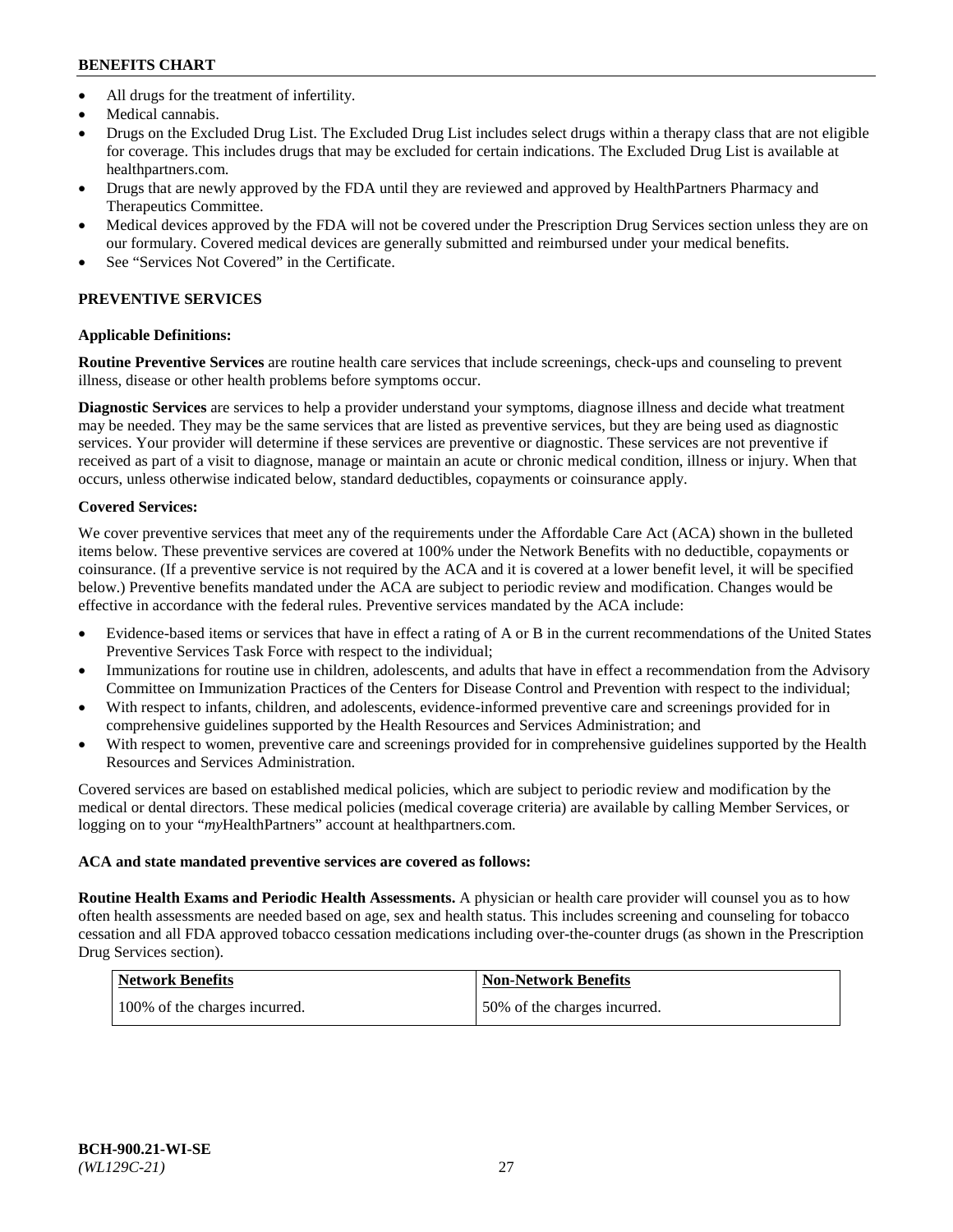- All drugs for the treatment of infertility.
- Medical cannabis.
- Drugs on the Excluded Drug List. The Excluded Drug List includes select drugs within a therapy class that are not eligible for coverage. This includes drugs that may be excluded for certain indications. The Excluded Drug List is available at healthpartners.com.
- Drugs that are newly approved by the FDA until they are reviewed and approved by HealthPartners Pharmacy and Therapeutics Committee.
- Medical devices approved by the FDA will not be covered under the Prescription Drug Services section unless they are on our formulary. Covered medical devices are generally submitted and reimbursed under your medical benefits.
- See "Services Not Covered" in the Certificate.

## PREVENTIVE SERVICES

### Applicable Definitions:

**Routine Preventive Services** are routine health care services that include screenings, check-ups and counseling to prevent illness, disease or other health problems before symptoms occur.

**Diagnostic Services** are services to help a provider understand your symptoms, diagnose illness and decide what treatment may be needed. They may be the same services that are listed as preventive services, but they are being used as diagnostic services. Your provider will determine if these services are preventive or diagnostic. These services are not preventive if received as part of a visit to diagnose, manage or maintain an acute or chronic medical condition, illness or injury. When that occurs, unless otherwise indicated below, standard deductibles, copayments or coinsurance apply.

### Covered Services:

We cover preventive services that meet any of the requirements under the Affordable Care Act (ACA) shown in the bulleted items below. These preventive services are covered at 100% under the Network Benefits with no deductible, copayments or coinsurance. (If a preventive service is not required by the ACA and it is covered at a lower benefit level, it will be specified below.) Preventive benefits mandated under the ACA are subject to periodic review and modification. Changes would be effective in accordance with the federal rules. Preventive services mandated by the ACA include:

- Evidence-based items or services that have in effect a rating of A or B in the current recommendations of the United States Preventive Services Task Force with respect to the individual;
- Immunizations for routine use in children, adolescents, and adults that have in effect a recommendation from the Advisory Committee on Immunization Practices of the Centers for Disease Control and Prevention with respect to the individual;
- With respect to infants, children, and adolescents, evidence-informed preventive care and screenings provided for in comprehensive guidelines supported by the Health Resources and Services Administration; and
- With respect to women, preventive care and screenings provided for in comprehensive guidelines supported by the Health Resources and Services Administration.

Covered services are based on established medical policies, which are subject to periodic review and modification by the medical or dental directors. These medical policies (medical coverage criteria) are available by calling Member Services, or logging on to your "*my*HealthPartners" account at healthpartners.com.

### ACA and state mandated preventive services are covered as follows:

**Routine Health Exams and Periodic Health Assessments.** A physician or health care provider will counsel you as to how often health assessments are needed based on age, sex and health status. This includes screening and counseling for tobacco cessation and all FDA approved tobacco cessation medications including over-the-counter drugs (as shown in the Prescription Drug Services section).

| Network Benefits | Non-Network Benefits |
|---|---|
| 100% of the charges incurred. | 50% of the charges incurred. |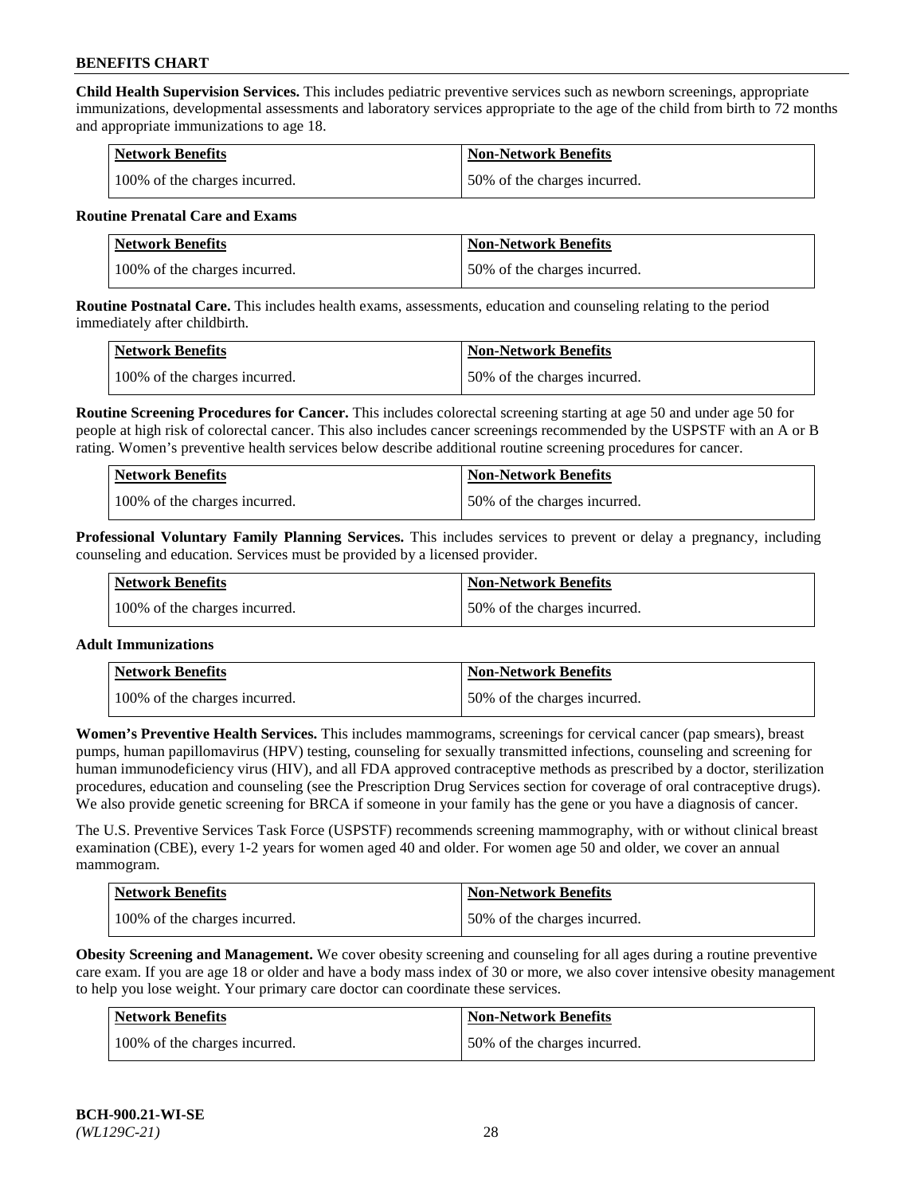**Child Health Supervision Services.** This includes pediatric preventive services such as newborn screenings, appropriate immunizations, developmental assessments and laboratory services appropriate to the age of the child from birth to 72 months and appropriate immunizations to age 18.

| Network Benefits | Non-Network Benefits |
| --- | --- |
| 100% of the charges incurred. | 50% of the charges incurred. |

**Routine Prenatal Care and Exams**

| Network Benefits | Non-Network Benefits |
| --- | --- |
| 100% of the charges incurred. | 50% of the charges incurred. |

**Routine Postnatal Care.** This includes health exams, assessments, education and counseling relating to the period immediately after childbirth.

| Network Benefits | Non-Network Benefits |
| --- | --- |
| 100% of the charges incurred. | 50% of the charges incurred. |

**Routine Screening Procedures for Cancer.** This includes colorectal screening starting at age 50 and under age 50 for people at high risk of colorectal cancer. This also includes cancer screenings recommended by the USPSTF with an A or B rating. Women's preventive health services below describe additional routine screening procedures for cancer.

| Network Benefits | Non-Network Benefits |
| --- | --- |
| 100% of the charges incurred. | 50% of the charges incurred. |

**Professional Voluntary Family Planning Services.** This includes services to prevent or delay a pregnancy, including counseling and education. Services must be provided by a licensed provider.

| Network Benefits | Non-Network Benefits |
| --- | --- |
| 100% of the charges incurred. | 50% of the charges incurred. |

**Adult Immunizations**

| Network Benefits | Non-Network Benefits |
| --- | --- |
| 100% of the charges incurred. | 50% of the charges incurred. |

**Women's Preventive Health Services.** This includes mammograms, screenings for cervical cancer (pap smears), breast pumps, human papillomavirus (HPV) testing, counseling for sexually transmitted infections, counseling and screening for human immunodeficiency virus (HIV), and all FDA approved contraceptive methods as prescribed by a doctor, sterilization procedures, education and counseling (see the Prescription Drug Services section for coverage of oral contraceptive drugs). We also provide genetic screening for BRCA if someone in your family has the gene or you have a diagnosis of cancer.

The U.S. Preventive Services Task Force (USPSTF) recommends screening mammography, with or without clinical breast examination (CBE), every 1-2 years for women aged 40 and older. For women age 50 and older, we cover an annual mammogram.

| Network Benefits | Non-Network Benefits |
| --- | --- |
| 100% of the charges incurred. | 50% of the charges incurred. |

**Obesity Screening and Management.** We cover obesity screening and counseling for all ages during a routine preventive care exam. If you are age 18 or older and have a body mass index of 30 or more, we also cover intensive obesity management to help you lose weight. Your primary care doctor can coordinate these services.

| Network Benefits | Non-Network Benefits |
| --- | --- |
| 100% of the charges incurred. | 50% of the charges incurred. |

BCH-900.21-WI-SE
*(WL129C-21)*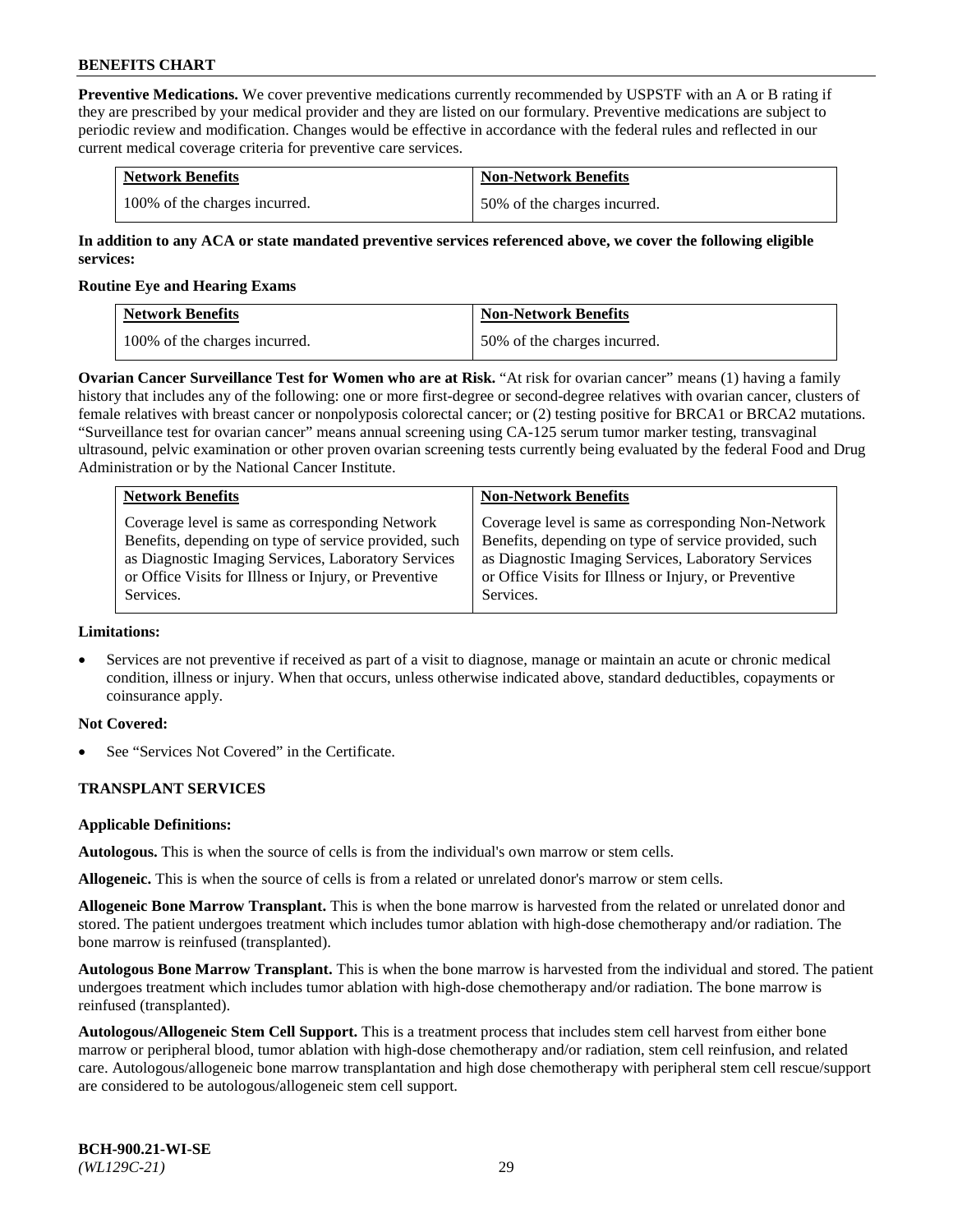**Preventive Medications.** We cover preventive medications currently recommended by USPSTF with an A or B rating if they are prescribed by your medical provider and they are listed on our formulary. Preventive medications are subject to periodic review and modification. Changes would be effective in accordance with the federal rules and reflected in our current medical coverage criteria for preventive care services.

| Network Benefits | Non-Network Benefits |
|---|---|
| 100% of the charges incurred. | 50% of the charges incurred. |

**In addition to any ACA or state mandated preventive services referenced above, we cover the following eligible services:**

**Routine Eye and Hearing Exams**

| Network Benefits | Non-Network Benefits |
|---|---|
| 100% of the charges incurred. | 50% of the charges incurred. |

**Ovarian Cancer Surveillance Test for Women who are at Risk.** "At risk for ovarian cancer" means (1) having a family history that includes any of the following: one or more first-degree or second-degree relatives with ovarian cancer, clusters of female relatives with breast cancer or nonpolyposis colorectal cancer; or (2) testing positive for BRCA1 or BRCA2 mutations. "Surveillance test for ovarian cancer" means annual screening using CA-125 serum tumor marker testing, transvaginal ultrasound, pelvic examination or other proven ovarian screening tests currently being evaluated by the federal Food and Drug Administration or by the National Cancer Institute.

| Network Benefits | Non-Network Benefits |
|---|---|
| Coverage level is same as corresponding Network Benefits, depending on type of service provided, such as Diagnostic Imaging Services, Laboratory Services or Office Visits for Illness or Injury, or Preventive Services. | Coverage level is same as corresponding Non-Network Benefits, depending on type of service provided, such as Diagnostic Imaging Services, Laboratory Services or Office Visits for Illness or Injury, or Preventive Services. |

**Limitations:**

- Services are not preventive if received as part of a visit to diagnose, manage or maintain an acute or chronic medical condition, illness or injury. When that occurs, unless otherwise indicated above, standard deductibles, copayments or coinsurance apply.

**Not Covered:**

- See "Services Not Covered" in the Certificate.

## TRANSPLANT SERVICES

**Applicable Definitions:**

**Autologous.** This is when the source of cells is from the individual's own marrow or stem cells.

**Allogeneic.** This is when the source of cells is from a related or unrelated donor's marrow or stem cells.

**Allogeneic Bone Marrow Transplant.** This is when the bone marrow is harvested from the related or unrelated donor and stored. The patient undergoes treatment which includes tumor ablation with high-dose chemotherapy and/or radiation. The bone marrow is reinfused (transplanted).

**Autologous Bone Marrow Transplant.** This is when the bone marrow is harvested from the individual and stored. The patient undergoes treatment which includes tumor ablation with high-dose chemotherapy and/or radiation. The bone marrow is reinfused (transplanted).

**Autologous/Allogeneic Stem Cell Support.** This is a treatment process that includes stem cell harvest from either bone marrow or peripheral blood, tumor ablation with high-dose chemotherapy and/or radiation, stem cell reinfusion, and related care. Autologous/allogeneic bone marrow transplantation and high dose chemotherapy with peripheral stem cell rescue/support are considered to be autologous/allogeneic stem cell support.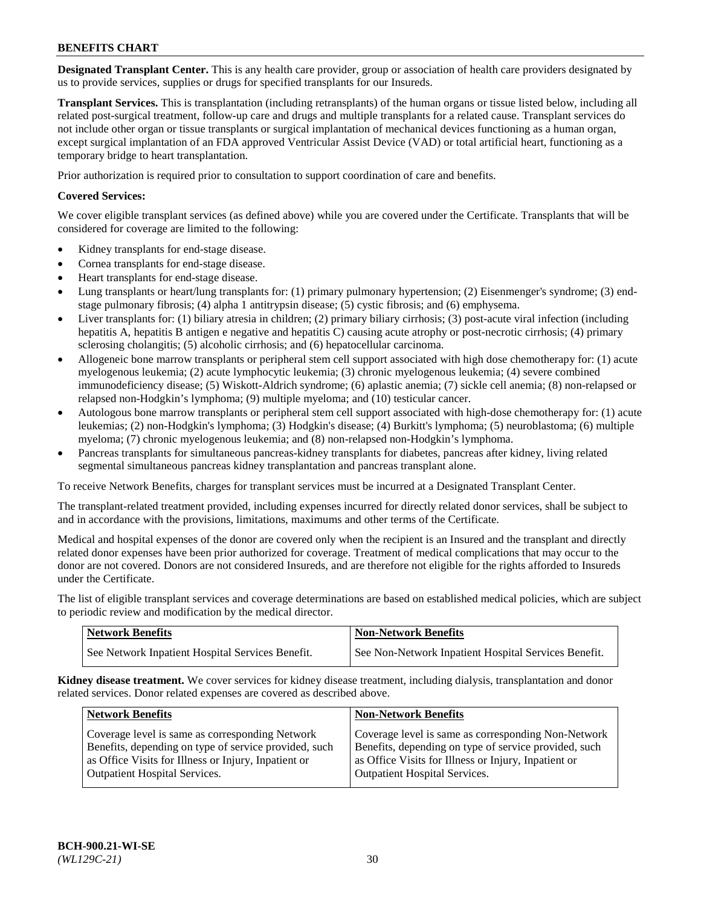**Designated Transplant Center.** This is any health care provider, group or association of health care providers designated by us to provide services, supplies or drugs for specified transplants for our Insureds.

**Transplant Services.** This is transplantation (including retransplants) of the human organs or tissue listed below, including all related post-surgical treatment, follow-up care and drugs and multiple transplants for a related cause. Transplant services do not include other organ or tissue transplants or surgical implantation of mechanical devices functioning as a human organ, except surgical implantation of an FDA approved Ventricular Assist Device (VAD) or total artificial heart, functioning as a temporary bridge to heart transplantation.

Prior authorization is required prior to consultation to support coordination of care and benefits.

**Covered Services:**

We cover eligible transplant services (as defined above) while you are covered under the Certificate. Transplants that will be considered for coverage are limited to the following:

- Kidney transplants for end-stage disease.
- Cornea transplants for end-stage disease.
- Heart transplants for end-stage disease.
- Lung transplants or heart/lung transplants for: (1) primary pulmonary hypertension; (2) Eisenmenger's syndrome; (3) end-stage pulmonary fibrosis; (4) alpha 1 antitrypsin disease; (5) cystic fibrosis; and (6) emphysema.
- Liver transplants for: (1) biliary atresia in children; (2) primary biliary cirrhosis; (3) post-acute viral infection (including hepatitis A, hepatitis B antigen e negative and hepatitis C) causing acute atrophy or post-necrotic cirrhosis; (4) primary sclerosing cholangitis; (5) alcoholic cirrhosis; and (6) hepatocellular carcinoma.
- Allogeneic bone marrow transplants or peripheral stem cell support associated with high dose chemotherapy for: (1) acute myelogenous leukemia; (2) acute lymphocytic leukemia; (3) chronic myelogenous leukemia; (4) severe combined immunodeficiency disease; (5) Wiskott-Aldrich syndrome; (6) aplastic anemia; (7) sickle cell anemia; (8) non-relapsed or relapsed non-Hodgkin's lymphoma; (9) multiple myeloma; and (10) testicular cancer.
- Autologous bone marrow transplants or peripheral stem cell support associated with high-dose chemotherapy for: (1) acute leukemias; (2) non-Hodgkin's lymphoma; (3) Hodgkin's disease; (4) Burkitt's lymphoma; (5) neuroblastoma; (6) multiple myeloma; (7) chronic myelogenous leukemia; and (8) non-relapsed non-Hodgkin's lymphoma.
- Pancreas transplants for simultaneous pancreas-kidney transplants for diabetes, pancreas after kidney, living related segmental simultaneous pancreas kidney transplantation and pancreas transplant alone.

To receive Network Benefits, charges for transplant services must be incurred at a Designated Transplant Center.

The transplant-related treatment provided, including expenses incurred for directly related donor services, shall be subject to and in accordance with the provisions, limitations, maximums and other terms of the Certificate.

Medical and hospital expenses of the donor are covered only when the recipient is an Insured and the transplant and directly related donor expenses have been prior authorized for coverage. Treatment of medical complications that may occur to the donor are not covered. Donors are not considered Insureds, and are therefore not eligible for the rights afforded to Insureds under the Certificate.

The list of eligible transplant services and coverage determinations are based on established medical policies, which are subject to periodic review and modification by the medical director.

| Network Benefits | Non-Network Benefits |
|---|---|
| See Network Inpatient Hospital Services Benefit. | See Non-Network Inpatient Hospital Services Benefit. |

**Kidney disease treatment.** We cover services for kidney disease treatment, including dialysis, transplantation and donor related services. Donor related expenses are covered as described above.

| Network Benefits | Non-Network Benefits |
|---|---|
| Coverage level is same as corresponding Network Benefits, depending on type of service provided, such as Office Visits for Illness or Injury, Inpatient or Outpatient Hospital Services. | Coverage level is same as corresponding Non-Network Benefits, depending on type of service provided, such as Office Visits for Illness or Injury, Inpatient or Outpatient Hospital Services. |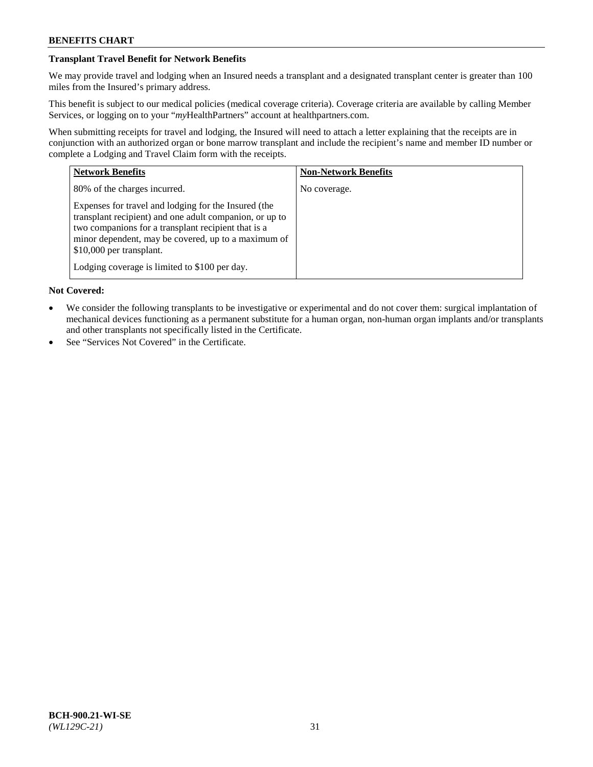### Transplant Travel Benefit for Network Benefits

We may provide travel and lodging when an Insured needs a transplant and a designated transplant center is greater than 100 miles from the Insured's primary address.

This benefit is subject to our medical policies (medical coverage criteria). Coverage criteria are available by calling Member Services, or logging on to your "*my*HealthPartners" account at healthpartners.com.

When submitting receipts for travel and lodging, the Insured will need to attach a letter explaining that the receipts are in conjunction with an authorized organ or bone marrow transplant and include the recipient's name and member ID number or complete a Lodging and Travel Claim form with the receipts.

| Network Benefits | Non-Network Benefits |
|---|---|
| 80% of the charges incurred.<br><br>Expenses for travel and lodging for the Insured (the transplant recipient) and one adult companion, or up to two companions for a transplant recipient that is a minor dependent, may be covered, up to a maximum of $10,000 per transplant.<br><br>Lodging coverage is limited to $100 per day. | No coverage. |

**Not Covered:**

- We consider the following transplants to be investigative or experimental and do not cover them: surgical implantation of mechanical devices functioning as a permanent substitute for a human organ, non-human organ implants and/or transplants and other transplants not specifically listed in the Certificate.
- See "Services Not Covered" in the Certificate.

**BCH-900.21-WI-SE**
*(WL129C-21)*